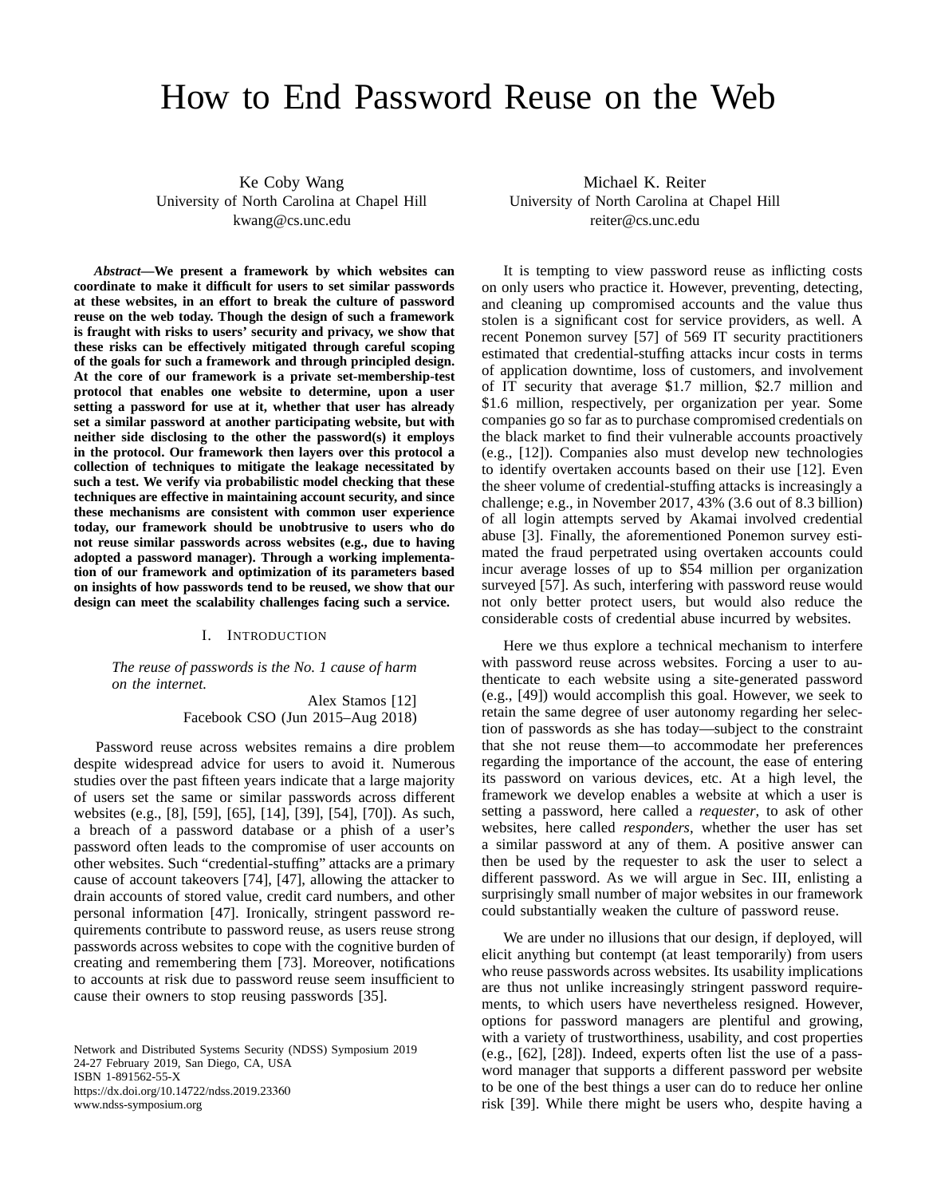# How to End Password Reuse on the Web

Ke Coby Wang
University of North Carolina at Chapel Hill
kwang@cs.unc.edu

Michael K. Reiter
University of North Carolina at Chapel Hill
reiter@cs.unc.edu

***Abstract*—We present a framework by which websites can coordinate to make it difficult for users to set similar passwords at these websites, in an effort to break the culture of password reuse on the web today. Though the design of such a framework is fraught with risks to users' security and privacy, we show that these risks can be effectively mitigated through careful scoping of the goals for such a framework and through principled design. At the core of our framework is a private set-membership-test protocol that enables one website to determine, upon a user setting a password for use at it, whether that user has already set a similar password at another participating website, but with neither side disclosing to the other the password(s) it employs in the protocol. Our framework then layers over this protocol a collection of techniques to mitigate the leakage necessitated by such a test. We verify via probabilistic model checking that these techniques are effective in maintaining account security, and since these mechanisms are consistent with common user experience today, our framework should be unobtrusive to users who do not reuse similar passwords across websites (e.g., due to having adopted a password manager). Through a working implementation of our framework and optimization of its parameters based on insights of how passwords tend to be reused, we show that our design can meet the scalability challenges facing such a service.**

## I. Introduction

> *The reuse of passwords is the No. 1 cause of harm on the internet.*
>
> Alex Stamos [12]
> Facebook CSO (Jun 2015–Aug 2018)

Password reuse across websites remains a dire problem despite widespread advice for users to avoid it. Numerous studies over the past fifteen years indicate that a large majority of users set the same or similar passwords across different websites (e.g., [8], [59], [65], [14], [39], [54], [70]). As such, a breach of a password database or a phish of a user's password often leads to the compromise of user accounts on other websites. Such "credential-stuffing" attacks are a primary cause of account takeovers [74], [47], allowing the attacker to drain accounts of stored value, credit card numbers, and other personal information [47]. Ironically, stringent password requirements contribute to password reuse, as users reuse strong passwords across websites to cope with the cognitive burden of creating and remembering them [73]. Moreover, notifications to accounts at risk due to password reuse seem insufficient to cause their owners to stop reusing passwords [35].

It is tempting to view password reuse as inflicting costs on only users who practice it. However, preventing, detecting, and cleaning up compromised accounts and the value thus stolen is a significant cost for service providers, as well. A recent Ponemon survey [57] of 569 IT security practitioners estimated that credential-stuffing attacks incur costs in terms of application downtime, loss of customers, and involvement of IT security that average \$1.7 million, \$2.7 million and \$1.6 million, respectively, per organization per year. Some companies go so far as to purchase compromised credentials on the black market to find their vulnerable accounts proactively (e.g., [12]). Companies also must develop new technologies to identify overtaken accounts based on their use [12]. Even the sheer volume of credential-stuffing attacks is increasingly a challenge; e.g., in November 2017, 43% (3.6 out of 8.3 billion) of all login attempts served by Akamai involved credential abuse [3]. Finally, the aforementioned Ponemon survey estimated the fraud perpetrated using overtaken accounts could incur average losses of up to \$54 million per organization surveyed [57]. As such, interfering with password reuse would not only better protect users, but would also reduce the considerable costs of credential abuse incurred by websites.

Here we thus explore a technical mechanism to interfere with password reuse across websites. Forcing a user to authenticate to each website using a site-generated password (e.g., [49]) would accomplish this goal. However, we seek to retain the same degree of user autonomy regarding her selection of passwords as she has today—subject to the constraint that she not reuse them—to accommodate her preferences regarding the importance of the account, the ease of entering its password on various devices, etc. At a high level, the framework we develop enables a website at which a user is setting a password, here called a *requester*, to ask of other websites, here called *responders*, whether the user has set a similar password at any of them. A positive answer can then be used by the requester to ask the user to select a different password. As we will argue in Sec. III, enlisting a surprisingly small number of major websites in our framework could substantially weaken the culture of password reuse.

We are under no illusions that our design, if deployed, will elicit anything but contempt (at least temporarily) from users who reuse passwords across websites. Its usability implications are thus not unlike increasingly stringent password requirements, to which users have nevertheless resigned. However, options for password managers are plentiful and growing, with a variety of trustworthiness, usability, and cost properties (e.g., [62], [28]). Indeed, experts often list the use of a password manager that supports a different password per website to be one of the best things a user can do to reduce her online risk [39]. While there might be users who, despite having a

Network and Distributed Systems Security (NDSS) Symposium 2019
24-27 February 2019, San Diego, CA, USA
ISBN 1-891562-55-X
https://dx.doi.org/10.14722/ndss.2019.23360
www.ndss-symposium.org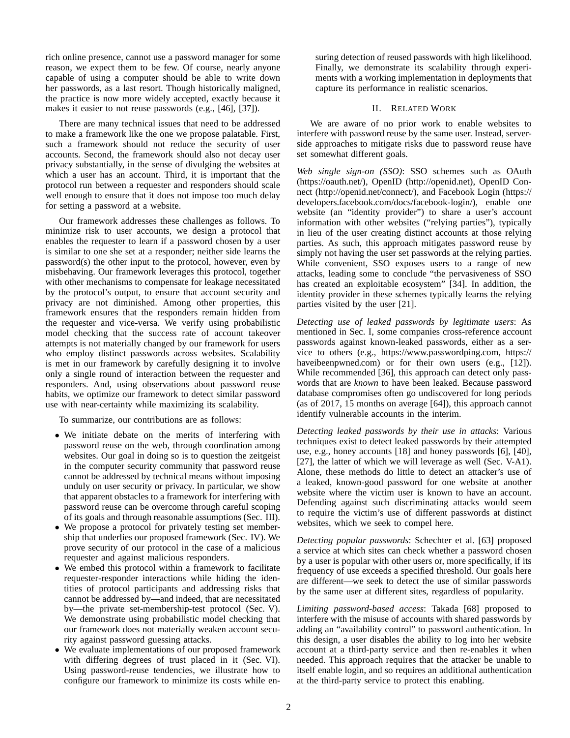rich online presence, cannot use a password manager for some reason, we expect them to be few. Of course, nearly anyone capable of using a computer should be able to write down her passwords, as a last resort. Though historically maligned, the practice is now more widely accepted, exactly because it makes it easier to not reuse passwords (e.g., [46], [37]).

There are many technical issues that need to be addressed to make a framework like the one we propose palatable. First, such a framework should not reduce the security of user accounts. Second, the framework should also not decay user privacy substantially, in the sense of divulging the websites at which a user has an account. Third, it is important that the protocol run between a requester and responders should scale well enough to ensure that it does not impose too much delay for setting a password at a website.

Our framework addresses these challenges as follows. To minimize risk to user accounts, we design a protocol that enables the requester to learn if a password chosen by a user is similar to one she set at a responder; neither side learns the password(s) the other input to the protocol, however, even by misbehaving. Our framework leverages this protocol, together with other mechanisms to compensate for leakage necessitated by the protocol's output, to ensure that account security and privacy are not diminished. Among other properties, this framework ensures that the responders remain hidden from the requester and vice-versa. We verify using probabilistic model checking that the success rate of account takeover attempts is not materially changed by our framework for users who employ distinct passwords across websites. Scalability is met in our framework by carefully designing it to involve only a single round of interaction between the requester and responders. And, using observations about password reuse habits, we optimize our framework to detect similar password use with near-certainty while maximizing its scalability.

To summarize, our contributions are as follows:

- We initiate debate on the merits of interfering with password reuse on the web, through coordination among websites. Our goal in doing so is to question the zeitgeist in the computer security community that password reuse cannot be addressed by technical means without imposing unduly on user security or privacy. In particular, we show that apparent obstacles to a framework for interfering with password reuse can be overcome through careful scoping of its goals and through reasonable assumptions (Sec. III).
- We propose a protocol for privately testing set membership that underlies our proposed framework (Sec. IV). We prove security of our protocol in the case of a malicious requester and against malicious responders.
- We embed this protocol within a framework to facilitate requester-responder interactions while hiding the identities of protocol participants and addressing risks that cannot be addressed by—and indeed, that are necessitated by—the private set-membership-test protocol (Sec. V). We demonstrate using probabilistic model checking that our framework does not materially weaken account security against password guessing attacks.
- We evaluate implementations of our proposed framework with differing degrees of trust placed in it (Sec. VI). Using password-reuse tendencies, we illustrate how to configure our framework to minimize its costs while ensuring detection of reused passwords with high likelihood. Finally, we demonstrate its scalability through experiments with a working implementation in deployments that capture its performance in realistic scenarios.

## II. Related Work

We are aware of no prior work to enable websites to interfere with password reuse by the same user. Instead, server-side approaches to mitigate risks due to password reuse have set somewhat different goals.

*Web single sign-on (SSO)*: SSO schemes such as OAuth (https://oauth.net/), OpenID (http://openid.net), OpenID Connect (http://openid.net/connect/), and Facebook Login (https://developers.facebook.com/docs/facebook-login/), enable one website (an "identity provider") to share a user's account information with other websites ("relying parties"), typically in lieu of the user creating distinct accounts at those relying parties. As such, this approach mitigates password reuse by simply not having the user set passwords at the relying parties. While convenient, SSO exposes users to a range of new attacks, leading some to conclude "the pervasiveness of SSO has created an exploitable ecosystem" [34]. In addition, the identity provider in these schemes typically learns the relying parties visited by the user [21].

*Detecting use of leaked passwords by legitimate users*: As mentioned in Sec. I, some companies cross-reference account passwords against known-leaked passwords, either as a service to others (e.g., https://www.passwordping.com, https://haveibeenpwned.com) or for their own users (e.g., [12]). While recommended [36], this approach can detect only passwords that are *known* to have been leaked. Because password database compromises often go undiscovered for long periods (as of 2017, 15 months on average [64]), this approach cannot identify vulnerable accounts in the interim.

*Detecting leaked passwords by their use in attacks*: Various techniques exist to detect leaked passwords by their attempted use, e.g., honey accounts [18] and honey passwords [6], [40], [27], the latter of which we will leverage as well (Sec. V-A1). Alone, these methods do little to detect an attacker's use of a leaked, known-good password for one website at another website where the victim user is known to have an account. Defending against such discriminating attacks would seem to require the victim's use of different passwords at distinct websites, which we seek to compel here.

*Detecting popular passwords*: Schechter et al. [63] proposed a service at which sites can check whether a password chosen by a user is popular with other users or, more specifically, if its frequency of use exceeds a specified threshold. Our goals here are different—we seek to detect the use of similar passwords by the same user at different sites, regardless of popularity.

*Limiting password-based access*: Takada [68] proposed to interfere with the misuse of accounts with shared passwords by adding an "availability control" to password authentication. In this design, a user disables the ability to log into her website account at a third-party service and then re-enables it when needed. This approach requires that the attacker be unable to itself enable login, and so requires an additional authentication at the third-party service to protect this enabling.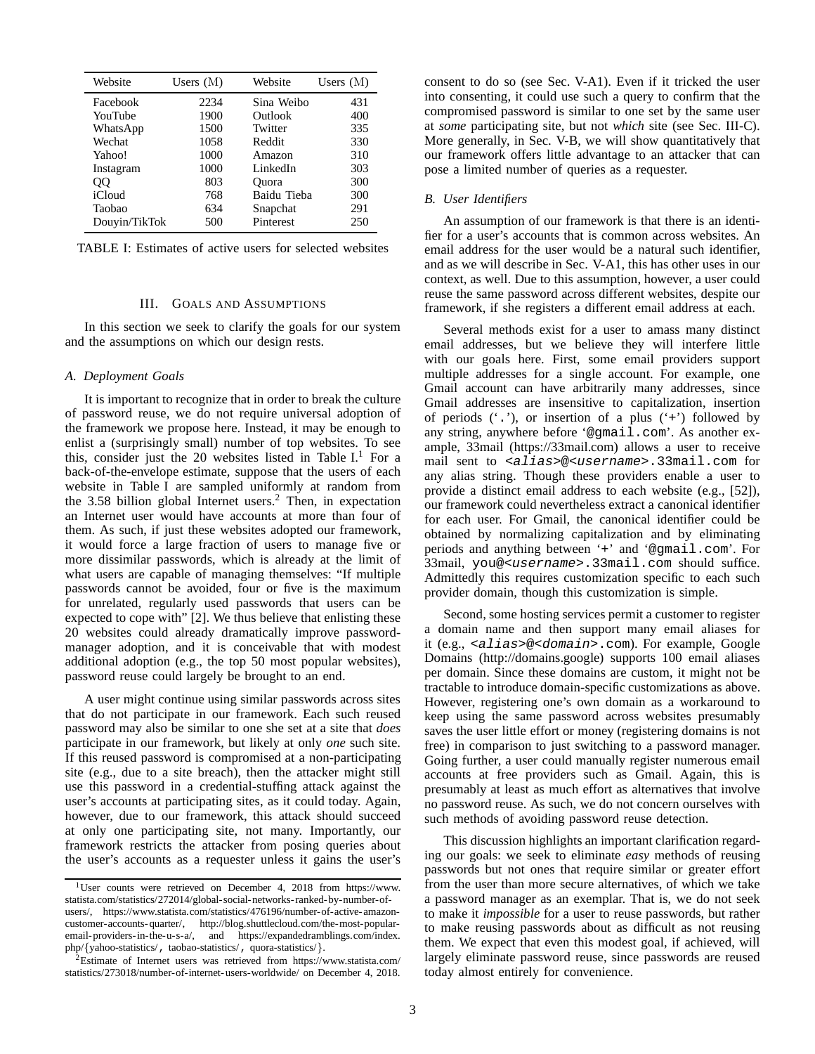| Website | Users (M) | Website | Users (M) |
|---|---|---|---|
| Facebook | 2234 | Sina Weibo | 431 |
| YouTube | 1900 | Outlook | 400 |
| WhatsApp | 1500 | Twitter | 335 |
| Wechat | 1058 | Reddit | 330 |
| Yahoo! | 1000 | Amazon | 310 |
| Instagram | 1000 | LinkedIn | 303 |
| QQ | 803 | Quora | 300 |
| iCloud | 768 | Baidu Tieba | 300 |
| Taobao | 634 | Snapchat | 291 |
| Douyin/TikTok | 500 | Pinterest | 250 |

TABLE I: Estimates of active users for selected websites

## III. Goals and Assumptions

In this section we seek to clarify the goals for our system and the assumptions on which our design rests.

### A. Deployment Goals

It is important to recognize that in order to break the culture of password reuse, we do not require universal adoption of the framework we propose here. Instead, it may be enough to enlist a (surprisingly small) number of top websites. To see this, consider just the 20 websites listed in Table I.[1] For a back-of-the-envelope estimate, suppose that the users of each website in Table I are sampled uniformly at random from the 3.58 billion global Internet users.[2] Then, in expectation an Internet user would have accounts at more than four of them. As such, if just these websites adopted our framework, it would force a large fraction of users to manage five or more dissimilar passwords, which is already at the limit of what users are capable of managing themselves: "If multiple passwords cannot be avoided, four or five is the maximum for unrelated, regularly used passwords that users can be expected to cope with" [2]. We thus believe that enlisting these 20 websites could already dramatically improve password-manager adoption, and it is conceivable that with modest additional adoption (e.g., the top 50 most popular websites), password reuse could largely be brought to an end.

A user might continue using similar passwords across sites that do not participate in our framework. Each such reused password may also be similar to one she set at a site that *does* participate in our framework, but likely at only *one* such site. If this reused password is compromised at a non-participating site (e.g., due to a site breach), then the attacker might still use this password in a credential-stuffing attack against the user's accounts at participating sites, as it could today. Again, however, due to our framework, this attack should succeed at only one participating site, not many. Importantly, our framework restricts the attacker from posing queries about the user's accounts as a requester unless it gains the user's consent to do so (see Sec. V-A1). Even if it tricked the user into consenting, it could use such a query to confirm that the compromised password is similar to one set by the same user at *some* participating site, but not *which* site (see Sec. III-C). More generally, in Sec. V-B, we will show quantitatively that our framework offers little advantage to an attacker that can pose a limited number of queries as a requester.

### B. User Identifiers

An assumption of our framework is that there is an identifier for a user's accounts that is common across websites. An email address for the user would be a natural such identifier, and as we will describe in Sec. V-A1, this has other uses in our context, as well. Due to this assumption, however, a user could reuse the same password across different websites, despite our framework, if she registers a different email address at each.

Several methods exist for a user to amass many distinct email addresses, but we believe they will interfere little with our goals here. First, some email providers support multiple addresses for a single account. For example, one Gmail account can have arbitrarily many addresses, since Gmail addresses are insensitive to capitalization, insertion of periods ('`.`'), or insertion of a plus ('`+`') followed by any string, anywhere before '`@gmail.com`'. As another example, 33mail (https://33mail.com) allows a user to receive mail sent to `<alias>@<username>.33mail.com` for any alias string. Though these providers enable a user to provide a distinct email address to each website (e.g., [52]), our framework could nevertheless extract a canonical identifier for each user. For Gmail, the canonical identifier could be obtained by normalizing capitalization and by eliminating periods and anything between '`+`' and '`@gmail.com`'. For 33mail, `you@<username>.33mail.com` should suffice. Admittedly this requires customization specific to each such provider domain, though this customization is simple.

Second, some hosting services permit a customer to register a domain name and then support many email aliases for it (e.g., `<alias>@<domain>.com`). For example, Google Domains (http://domains.google) supports 100 email aliases per domain. Since these domains are custom, it might not be tractable to introduce domain-specific customizations as above. However, registering one's own domain as a workaround to keep using the same password across websites presumably saves the user little effort or money (registering domains is not free) in comparison to just switching to a password manager. Going further, a user could manually register numerous email accounts at free providers such as Gmail. Again, this is presumably at least as much effort as alternatives that involve no password reuse. As such, we do not concern ourselves with such methods of avoiding password reuse detection.

This discussion highlights an important clarification regarding our goals: we seek to eliminate *easy* methods of reusing passwords but not ones that require similar or greater effort from the user than more secure alternatives, of which we take a password manager as an exemplar. That is, we do not seek to make it *impossible* for a user to reuse passwords, but rather to make reusing passwords about as difficult as not reusing them. We expect that even this modest goal, if achieved, will largely eliminate password reuse, since passwords are reused today almost entirely for convenience.

[1] User counts were retrieved on December 4, 2018 from https://www.statista.com/statistics/272014/global-social-networks-ranked-by-number-of-users/, https://www.statista.com/statistics/476196/number-of-active-amazon-customer-accounts-quarter/, http://blog.shuttlecloud.com/the-most-popular-email-providers-in-the-u-s-a/, and https://expandedramblings.com/index.php/{yahoo-statistics/, taobao-statistics/, quora-statistics/}.

[2] Estimate of Internet users was retrieved from https://www.statista.com/statistics/273018/number-of-internet-users-worldwide/ on December 4, 2018.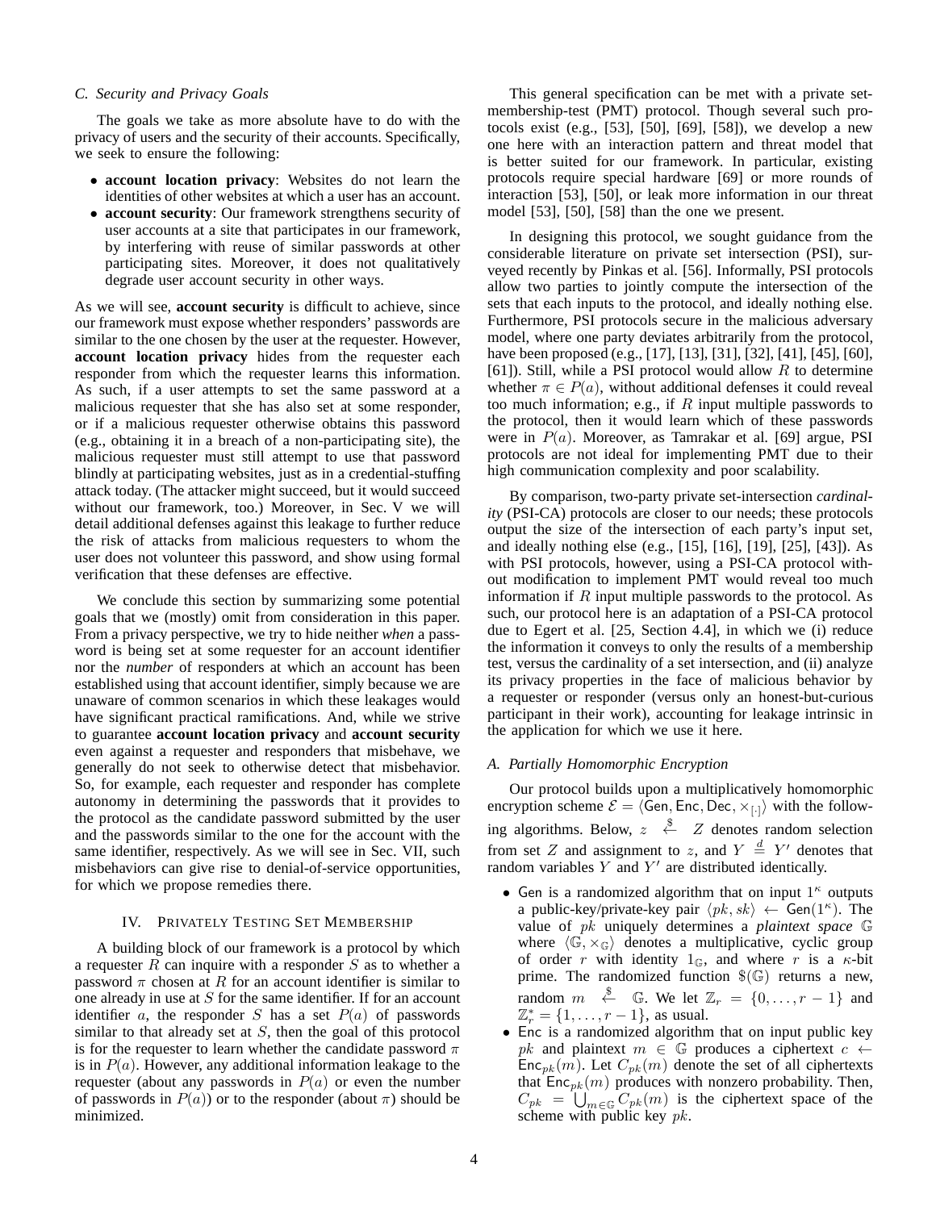### C. Security and Privacy Goals

The goals we take as more absolute have to do with the privacy of users and the security of their accounts. Specifically, we seek to ensure the following:

- **account location privacy**: Websites do not learn the identities of other websites at which a user has an account.
- **account security**: Our framework strengthens security of user accounts at a site that participates in our framework, by interfering with reuse of similar passwords at other participating sites. Moreover, it does not qualitatively degrade user account security in other ways.

As we will see, **account security** is difficult to achieve, since our framework must expose whether responders' passwords are similar to the one chosen by the user at the requester. However, **account location privacy** hides from the requester each responder from which the requester learns this information. As such, if a user attempts to set the same password at a malicious requester that she has also set at some responder, or if a malicious requester otherwise obtains this password (e.g., obtaining it in a breach of a non-participating site), the malicious requester must still attempt to use that password blindly at participating websites, just as in a credential-stuffing attack today. (The attacker might succeed, but it would succeed without our framework, too.) Moreover, in Sec. V we will detail additional defenses against this leakage to further reduce the risk of attacks from malicious requesters to whom the user does not volunteer this password, and show using formal verification that these defenses are effective.

We conclude this section by summarizing some potential goals that we (mostly) omit from consideration in this paper. From a privacy perspective, we try to hide neither *when* a password is being set at some requester for an account identifier nor the *number* of responders at which an account has been established using that account identifier, simply because we are unaware of common scenarios in which these leakages would have significant practical ramifications. And, while we strive to guarantee **account location privacy** and **account security** even against a requester and responders that misbehave, we generally do not seek to otherwise detect that misbehavior. So, for example, each requester and responder has complete autonomy in determining the passwords that it provides to the protocol as the candidate password submitted by the user and the passwords similar to the one for the account with the same identifier, respectively. As we will see in Sec. VII, such misbehaviors can give rise to denial-of-service opportunities, for which we propose remedies there.

## IV. Privately Testing Set Membership

A building block of our framework is a protocol by which a requester $R$ can inquire with a responder $S$ as to whether a password $\pi$ chosen at $R$ for an account identifier is similar to one already in use at $S$ for the same identifier. If for an account identifier $a$, the responder $S$ has a set $P(a)$ of passwords similar to that already set at $S$, then the goal of this protocol is for the requester to learn whether the candidate password $\pi$ is in $P(a)$. However, any additional information leakage to the requester (about any passwords in $P(a)$ or even the number of passwords in $P(a)$) or to the responder (about $\pi$) should be minimized.

This general specification can be met with a private set-membership-test (PMT) protocol. Though several such protocols exist (e.g., [53], [50], [69], [58]), we develop a new one here with an interaction pattern and threat model that is better suited for our framework. In particular, existing protocols require special hardware [69] or more rounds of interaction [53], [50], or leak more information in our threat model [53], [50], [58] than the one we present.

In designing this protocol, we sought guidance from the considerable literature on private set intersection (PSI), surveyed recently by Pinkas et al. [56]. Informally, PSI protocols allow two parties to jointly compute the intersection of the sets that each inputs to the protocol, and ideally nothing else. Furthermore, PSI protocols secure in the malicious adversary model, where one party deviates arbitrarily from the protocol, have been proposed (e.g., [17], [13], [31], [32], [41], [45], [60], [61]). Still, while a PSI protocol would allow $R$ to determine whether $\pi \in P(a)$, without additional defenses it could reveal too much information; e.g., if $R$ input multiple passwords to the protocol, then it would learn which of these passwords were in $P(a)$. Moreover, as Tamrakar et al. [69] argue, PSI protocols are not ideal for implementing PMT due to their high communication complexity and poor scalability.

By comparison, two-party private set-intersection *cardinality* (PSI-CA) protocols are closer to our needs; these protocols output the size of the intersection of each party's input set, and ideally nothing else (e.g., [15], [16], [19], [25], [43]). As with PSI protocols, however, using a PSI-CA protocol without modification to implement PMT would reveal too much information if $R$ input multiple passwords to the protocol. As such, our protocol here is an adaptation of a PSI-CA protocol due to Egert et al. [25, Section 4.4], in which we (i) reduce the information it conveys to only the results of a membership test, versus the cardinality of a set intersection, and (ii) analyze its privacy properties in the face of malicious behavior by a requester or responder (versus only an honest-but-curious participant in their work), accounting for leakage intrinsic in the application for which we use it here.

### A. Partially Homomorphic Encryption

Our protocol builds upon a multiplicatively homomorphic encryption scheme $\mathcal{E} = \langle \mathsf{Gen}, \mathsf{Enc}, \mathsf{Dec}, \times_{[\cdot]} \rangle$ with the following algorithms. Below, $z \xleftarrow{\$} Z$ denotes random selection from set $Z$ and assignment to $z$, and $Y \overset{d}{=} Y'$ denotes that random variables $Y$ and $Y'$ are distributed identically.

- $\mathsf{Gen}$ is a randomized algorithm that on input $1^\kappa$ outputs a public-key/private-key pair $\langle pk, sk \rangle \leftarrow \mathsf{Gen}(1^\kappa)$. The value of $pk$ uniquely determines a *plaintext space* $\mathbb{G}$ where $\langle \mathbb{G}, \times_{\mathbb{G}} \rangle$ denotes a multiplicative, cyclic group of order $r$ with identity $1_{\mathbb{G}}$, and where $r$ is a $\kappa$-bit prime. The randomized function $\$(\mathbb{G})$ returns a new, random $m \xleftarrow{\$} \mathbb{G}$. We let $\mathbb{Z}_r = \{0, \ldots, r-1\}$ and $\mathbb{Z}_r^* = \{1, \ldots, r-1\}$, as usual.
- $\mathsf{Enc}$ is a randomized algorithm that on input public key $pk$ and plaintext $m \in \mathbb{G}$ produces a ciphertext $c \leftarrow \mathsf{Enc}_{pk}(m)$. Let $C_{pk}(m)$ denote the set of all ciphertexts that $\mathsf{Enc}_{pk}(m)$ produces with nonzero probability. Then, $C_{pk} = \bigcup_{m \in \mathbb{G}} C_{pk}(m)$ is the ciphertext space of the scheme with public key $pk$.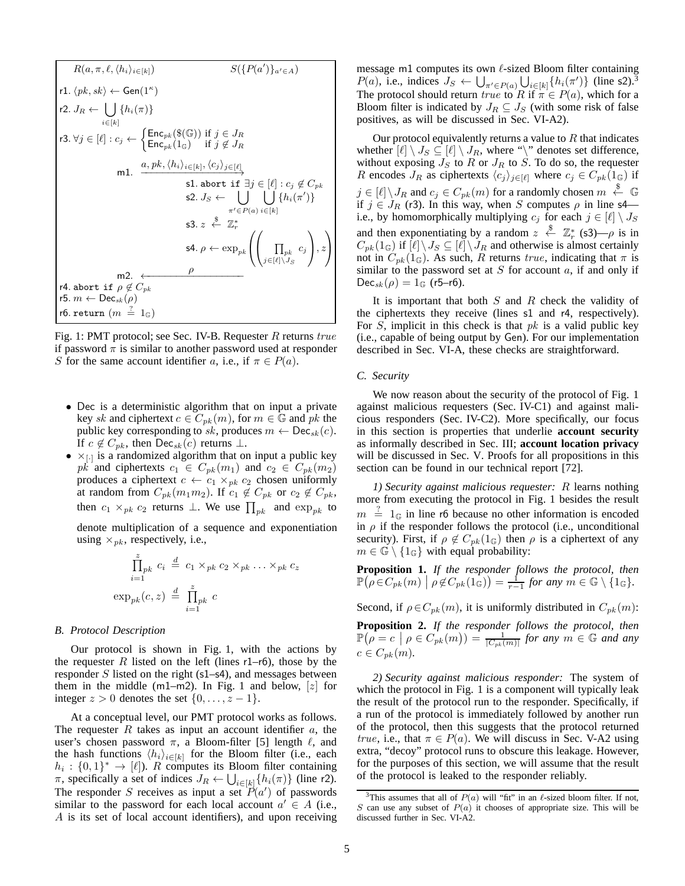$R(a, \pi, \ell, \langle h_i \rangle_{i \in [k]})$ $\quad\quad\quad\quad$ $S(\{P(a')\}_{a' \in A})$

r1. $\langle pk, sk \rangle \leftarrow \mathsf{Gen}(1^\kappa)$

r2. $J_R \leftarrow \bigcup_{i \in [k]} \{h_i(\pi)\}$

r3. $\forall j \in [\ell] : c_j \leftarrow \begin{cases} \mathsf{Enc}_{pk}(\$(\mathbb{G})) & \text{if } j \in J_R \\ \mathsf{Enc}_{pk}(1_{\mathbb{G}}) & \text{if } j \notin J_R \end{cases}$

m1. $\xrightarrow{a, pk, \langle h_i \rangle_{i \in [k]}, \langle c_j \rangle_{j \in [\ell]}}$

s1. `abort if` $\exists j \in [\ell] : c_j \notin C_{pk}$

s2. $J_S \leftarrow \bigcup_{\pi' \in P(a)} \bigcup_{i \in [k]} \{h_i(\pi')\}$

s3. $z \xleftarrow{\$} \mathbb{Z}_r^*$

s4. $\rho \leftarrow \exp_{pk}\left(\left(\prod_{pk}^{j \in [\ell] \setminus J_S} c_j\right), z\right)$

m2. $\xleftarrow{\rho}$

r4. `abort if` $\rho \notin C_{pk}$

r5. $m \leftarrow \mathsf{Dec}_{sk}(\rho)$

r6. `return` $(m \stackrel{?}{=} 1_{\mathbb{G}})$

Fig. 1: PMT protocol; see Sec. IV-B. Requester $R$ returns $true$ if password $\pi$ is similar to another password used at responder $S$ for the same account identifier $a$, i.e., if $\pi \in P(a)$.

- Dec is a deterministic algorithm that on input a private key $sk$ and ciphertext $c \in C_{pk}(m)$, for $m \in \mathbb{G}$ and $pk$ the public key corresponding to $sk$, produces $m \leftarrow \mathsf{Dec}_{sk}(c)$. If $c \notin C_{pk}$, then $\mathsf{Dec}_{sk}(c)$ returns $\perp$.
- $\times_{[\cdot]}$ is a randomized algorithm that on input a public key $pk$ and ciphertexts $c_1 \in C_{pk}(m_1)$ and $c_2 \in C_{pk}(m_2)$ produces a ciphertext $c \leftarrow c_1 \times_{pk} c_2$ chosen uniformly at random from $C_{pk}(m_1 m_2)$. If $c_1 \notin C_{pk}$ or $c_2 \notin C_{pk}$, then $c_1 \times_{pk} c_2$ returns $\perp$. We use $\prod_{pk}$ and $\exp_{pk}$ to denote multiplication of a sequence and exponentiation using $\times_{pk}$, respectively, i.e.,

$$\prod_{pk}^{z}{}_{i=1} c_i \stackrel{d}{=} c_1 \times_{pk} c_2 \times_{pk} \ldots \times_{pk} c_z$$

$$\exp_{pk}(c, z) \stackrel{d}{=} \prod_{pk}^{z}{}_{i=1} c$$

### B. Protocol Description

Our protocol is shown in Fig. 1, with the actions by the requester $R$ listed on the left (lines r1–r6), those by the responder $S$ listed on the right (s1–s4), and messages between them in the middle (m1–m2). In Fig. 1 and below, $[z]$ for integer $z > 0$ denotes the set $\{0, \ldots, z-1\}$.

At a conceptual level, our PMT protocol works as follows. The requester $R$ takes as input an account identifier $a$, the user's chosen password $\pi$, a Bloom-filter [5] length $\ell$, and the hash functions $\langle h_i \rangle_{i \in [k]}$ for the Bloom filter (i.e., each $h_i : \{0,1\}^* \rightarrow [\ell]$). $R$ computes its Bloom filter containing $\pi$, specifically a set of indices $J_R \leftarrow \bigcup_{i \in [k]} \{h_i(\pi)\}$ (line r2). The responder $S$ receives as input a set $P(a')$ of passwords similar to the password for each local account $a' \in A$ (i.e., $A$ is its set of local account identifiers), and upon receiving message m1 computes its own $\ell$-sized Bloom filter containing $P(a)$, i.e., indices $J_S \leftarrow \bigcup_{\pi' \in P(a)} \bigcup_{i \in [k]} \{h_i(\pi')\}$ (line s2).[3] The protocol should return $true$ to $R$ if $\pi \in P(a)$, which for a Bloom filter is indicated by $J_R \subseteq J_S$ (with some risk of false positives, as will be discussed in Sec. VI-A2).

Our protocol equivalently returns a value to $R$ that indicates whether $[\ell] \setminus J_S \subseteq [\ell] \setminus J_R$, where "$\setminus$" denotes set difference, without exposing $J_S$ to $R$ or $J_R$ to $S$. To do so, the requester $R$ encodes $J_R$ as ciphertexts $\langle c_j \rangle_{j \in [\ell]}$ where $c_j \in C_{pk}(1_{\mathbb{G}})$ if $j \in [\ell] \setminus J_R$ and $c_j \in C_{pk}(m)$ for a randomly chosen $m \xleftarrow{\$} \mathbb{G}$ if $j \in J_R$ (r3). In this way, when $S$ computes $\rho$ in line s4—i.e., by homomorphically multiplying $c_j$ for each $j \in [\ell] \setminus J_S$ and then exponentiating by a random $z \xleftarrow{\$} \mathbb{Z}_r^*$ (s3)—$\rho$ is in $C_{pk}(1_{\mathbb{G}})$ if $[\ell] \setminus J_S \subseteq [\ell] \setminus J_R$ and otherwise is almost certainly not in $C_{pk}(1_{\mathbb{G}})$. As such, $R$ returns $true$, indicating that $\pi$ is similar to the password set at $S$ for account $a$, if and only if $\mathsf{Dec}_{sk}(\rho) = 1_{\mathbb{G}}$ (r5–r6).

It is important that both $S$ and $R$ check the validity of the ciphertexts they receive (lines s1 and r4, respectively). For $S$, implicit in this check is that $pk$ is a valid public key (i.e., capable of being output by Gen). For our implementation described in Sec. VI-A, these checks are straightforward.

### C. Security

We now reason about the security of the protocol of Fig. 1 against malicious requesters (Sec. IV-C1) and against malicious responders (Sec. IV-C2). More specifically, our focus in this section is properties that underlie **account security** as informally described in Sec. III; **account location privacy** will be discussed in Sec. V. Proofs for all propositions in this section can be found in our technical report [72].

*1) Security against malicious requester:* $R$ learns nothing more from executing the protocol in Fig. 1 besides the result $m \stackrel{?}{=} 1_{\mathbb{G}}$ in line r6 because no other information is encoded in $\rho$ if the responder follows the protocol (i.e., unconditional security). First, if $\rho \notin C_{pk}(1_{\mathbb{G}})$ then $\rho$ is a ciphertext of any $m \in \mathbb{G} \setminus \{1_{\mathbb{G}}\}$ with equal probability:

**Proposition 1.** *If the responder follows the protocol, then* $\mathbb{P}\big(\rho \in C_{pk}(m) \mid \rho \notin C_{pk}(1_{\mathbb{G}})\big) = \frac{1}{r-1}$ *for any* $m \in \mathbb{G} \setminus \{1_{\mathbb{G}}\}$.

Second, if $\rho \in C_{pk}(m)$, it is uniformly distributed in $C_{pk}(m)$:

**Proposition 2.** *If the responder follows the protocol, then* $\mathbb{P}\big(\rho = c \mid \rho \in C_{pk}(m)\big) = \frac{1}{|C_{pk}(m)|}$ *for any* $m \in \mathbb{G}$ *and any* $c \in C_{pk}(m)$.

*2) Security against malicious responder:* The system of which the protocol in Fig. 1 is a component will typically leak the result of the protocol run to the responder. Specifically, if a run of the protocol is immediately followed by another run of the protocol, then this suggests that the protocol returned $true$, i.e., that $\pi \in P(a)$. We will discuss in Sec. V-A2 using extra, "decoy" protocol runs to obscure this leakage. However, for the purposes of this section, we will assume that the result of the protocol is leaked to the responder reliably.

[3] This assumes that all of $P(a)$ will "fit" in an $\ell$-sized bloom filter. If not, $S$ can use any subset of $P(a)$ it chooses of appropriate size. This will be discussed further in Sec. VI-A2.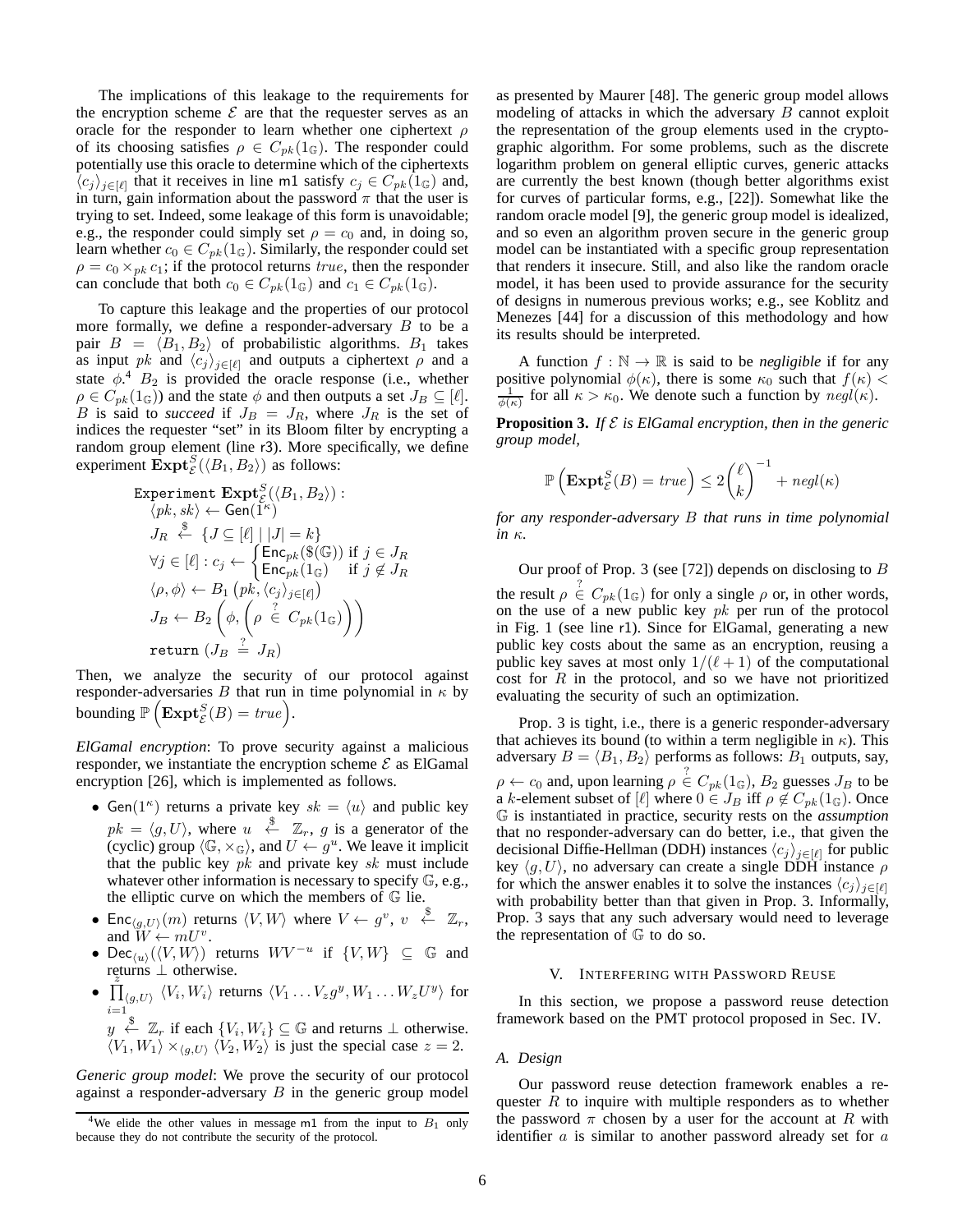The implications of this leakage to the requirements for the encryption scheme $\mathcal{E}$ are that the requester serves as an oracle for the responder to learn whether one ciphertext $\rho$ of its choosing satisfies $\rho \in C_{pk}(1_{\mathbb{G}})$. The responder could potentially use this oracle to determine which of the ciphertexts $\langle c_j \rangle_{j\in[\ell]}$ that it receives in line m1 satisfy $c_j \in C_{pk}(1_{\mathbb{G}})$ and, in turn, gain information about the password $\pi$ that the user is trying to set. Indeed, some leakage of this form is unavoidable; e.g., the responder could simply set $\rho = c_0$ and, in doing so, learn whether $c_0 \in C_{pk}(1_{\mathbb{G}})$. Similarly, the responder could set $\rho = c_0 \times_{pk} c_1$; if the protocol returns $true$, then the responder can conclude that both $c_0 \in C_{pk}(1_{\mathbb{G}})$ and $c_1 \in C_{pk}(1_{\mathbb{G}})$.

To capture this leakage and the properties of our protocol more formally, we define a responder-adversary $B$ to be a pair $B = \langle B_1, B_2 \rangle$ of probabilistic algorithms. $B_1$ takes as input $pk$ and $\langle c_j \rangle_{j\in[\ell]}$ and outputs a ciphertext $\rho$ and a state $\phi$.[4] $B_2$ is provided the oracle response (i.e., whether $\rho \in C_{pk}(1_{\mathbb{G}})$) and the state $\phi$ and then outputs a set $J_B \subseteq [\ell]$. $B$ is said to *succeed* if $J_B = J_R$, where $J_R$ is the set of indices the requester "set" in its Bloom filter by encrypting a random group element (line r3). More specifically, we define experiment $\mathbf{Expt}^S_{\mathcal{E}}(\langle B_1, B_2 \rangle)$ as follows:

$$
\begin{aligned}
&\texttt{Experiment } \mathbf{Expt}^S_{\mathcal{E}}(\langle B_1, B_2\rangle):\\
&\quad \langle pk, sk\rangle \leftarrow \mathsf{Gen}(1^\kappa)\\
&\quad J_R \overset{\$}{\leftarrow} \{J \subseteq [\ell] \mid |J| = k\}\\
&\quad \forall j \in [\ell] : c_j \leftarrow \begin{cases} \mathsf{Enc}_{pk}(\$(\mathbb{G})) & \text{if } j \in J_R\\ \mathsf{Enc}_{pk}(1_{\mathbb{G}}) & \text{if } j \notin J_R \end{cases}\\
&\quad \langle \rho, \phi\rangle \leftarrow B_1\left(pk, \langle c_j\rangle_{j\in[\ell]}\right)\\
&\quad J_B \leftarrow B_2\left(\phi, \left(\rho \overset{?}{\in} C_{pk}(1_{\mathbb{G}})\right)\right)\\
&\quad \texttt{return } (J_B \overset{?}{=} J_R)
\end{aligned}
$$

Then, we analyze the security of our protocol against responder-adversaries $B$ that run in time polynomial in $\kappa$ by bounding $\mathbb{P}\left(\mathbf{Expt}^S_{\mathcal{E}}(B) = true\right)$.

*ElGamal encryption*: To prove security against a malicious responder, we instantiate the encryption scheme $\mathcal{E}$ as ElGamal encryption [26], which is implemented as follows.

- $\mathsf{Gen}(1^\kappa)$ returns a private key $sk = \langle u \rangle$ and public key $pk = \langle g, U \rangle$, where $u \overset{\$}{\leftarrow} \mathbb{Z}_r$, $g$ is a generator of the (cyclic) group $\langle \mathbb{G}, \times_{\mathbb{G}} \rangle$, and $U \leftarrow g^u$. We leave it implicit that the public key $pk$ and private key $sk$ must include whatever other information is necessary to specify $\mathbb{G}$, e.g., the elliptic curve on which the members of $\mathbb{G}$ lie.
- $\mathsf{Enc}_{\langle g, U\rangle}(m)$ returns $\langle V, W \rangle$ where $V \leftarrow g^v$, $v \overset{\$}{\leftarrow} \mathbb{Z}_r$, and $W \leftarrow mU^v$.
- $\mathsf{Dec}_{\langle u \rangle}(\langle V, W\rangle)$ returns $WV^{-u}$ if $\{V, W\} \subseteq \mathbb{G}$ and returns $\perp$ otherwise.
- $\prod_{i=1}^{z}{}_{\langle g,U\rangle} \langle V_i, W_i \rangle$ returns $\langle V_1 \ldots V_z g^y, W_1 \ldots W_z U^y \rangle$ for $y \overset{\$}{\leftarrow} \mathbb{Z}_r$ if each $\{V_i, W_i\} \subseteq \mathbb{G}$ and returns $\perp$ otherwise. $\langle V_1, W_1 \rangle \times_{\langle g, U\rangle} \langle V_2, W_2 \rangle$ is just the special case $z = 2$.

*Generic group model*: We prove the security of our protocol against a responder-adversary $B$ in the generic group model as presented by Maurer [48]. The generic group model allows modeling of attacks in which the adversary $B$ cannot exploit the representation of the group elements used in the cryptographic algorithm. For some problems, such as the discrete logarithm problem on general elliptic curves, generic attacks are currently the best known (though better algorithms exist for curves of particular forms, e.g., [22]). Somewhat like the random oracle model [9], the generic group model is idealized, and so even an algorithm proven secure in the generic group model can be instantiated with a specific group representation that renders it insecure. Still, and also like the random oracle model, it has been used to provide assurance for the security of designs in numerous previous works; e.g., see Koblitz and Menezes [44] for a discussion of this methodology and how its results should be interpreted.

A function $f : \mathbb{N} \rightarrow \mathbb{R}$ is said to be *negligible* if for any positive polynomial $\phi(\kappa)$, there is some $\kappa_0$ such that $f(\kappa) < \frac{1}{\phi(\kappa)}$ for all $\kappa > \kappa_0$. We denote such a function by $negl(\kappa)$.

**Proposition 3.** *If $\mathcal{E}$ is ElGamal encryption, then in the generic group model,*

$$
\mathbb{P}\left(\mathbf{Expt}^S_{\mathcal{E}}(B) = true\right) \leq 2\binom{\ell}{k}^{-1} + negl(\kappa)
$$

*for any responder-adversary $B$ that runs in time polynomial in $\kappa$.*

Our proof of Prop. 3 (see [72]) depends on disclosing to $B$ the result $\rho \overset{?}{\in} C_{pk}(1_{\mathbb{G}})$ for only a single $\rho$ or, in other words, on the use of a new public key $pk$ per run of the protocol in Fig. 1 (see line r1). Since for ElGamal, generating a new public key costs about the same as an encryption, reusing a public key saves at most only $1/(\ell + 1)$ of the computational cost for $R$ in the protocol, and so we have not prioritized evaluating the security of such an optimization.

Prop. 3 is tight, i.e., there is a generic responder-adversary that achieves its bound (to within a term negligible in $\kappa$). This adversary $B = \langle B_1, B_2 \rangle$ performs as follows: $B_1$ outputs, say, $\rho \leftarrow c_0$ and, upon learning $\rho \overset{?}{\in} C_{pk}(1_{\mathbb{G}})$, $B_2$ guesses $J_B$ to be a $k$-element subset of $[\ell]$ where $0 \in J_B$ iff $\rho \notin C_{pk}(1_{\mathbb{G}})$. Once $\mathbb{G}$ is instantiated in practice, security rests on the *assumption* that no responder-adversary can do better, i.e., that given the decisional Diffie-Hellman (DDH) instances $\langle c_j \rangle_{j\in[\ell]}$ for public key $\langle g, U \rangle$, no adversary can create a single DDH instance $\rho$ for which the answer enables it to solve the instances $\langle c_j \rangle_{j\in[\ell]}$ with probability better than that given in Prop. 3. Informally, Prop. 3 says that any such adversary would need to leverage the representation of $\mathbb{G}$ to do so.

## V. Interfering with Password Reuse

In this section, we propose a password reuse detection framework based on the PMT protocol proposed in Sec. IV.

### A. Design

Our password reuse detection framework enables a requester $R$ to inquire with multiple responders as to whether the password $\pi$ chosen by a user for the account at $R$ with identifier $a$ is similar to another password already set for $a$

[4] We elide the other values in message m1 from the input to $B_1$ only because they do not contribute the security of the protocol.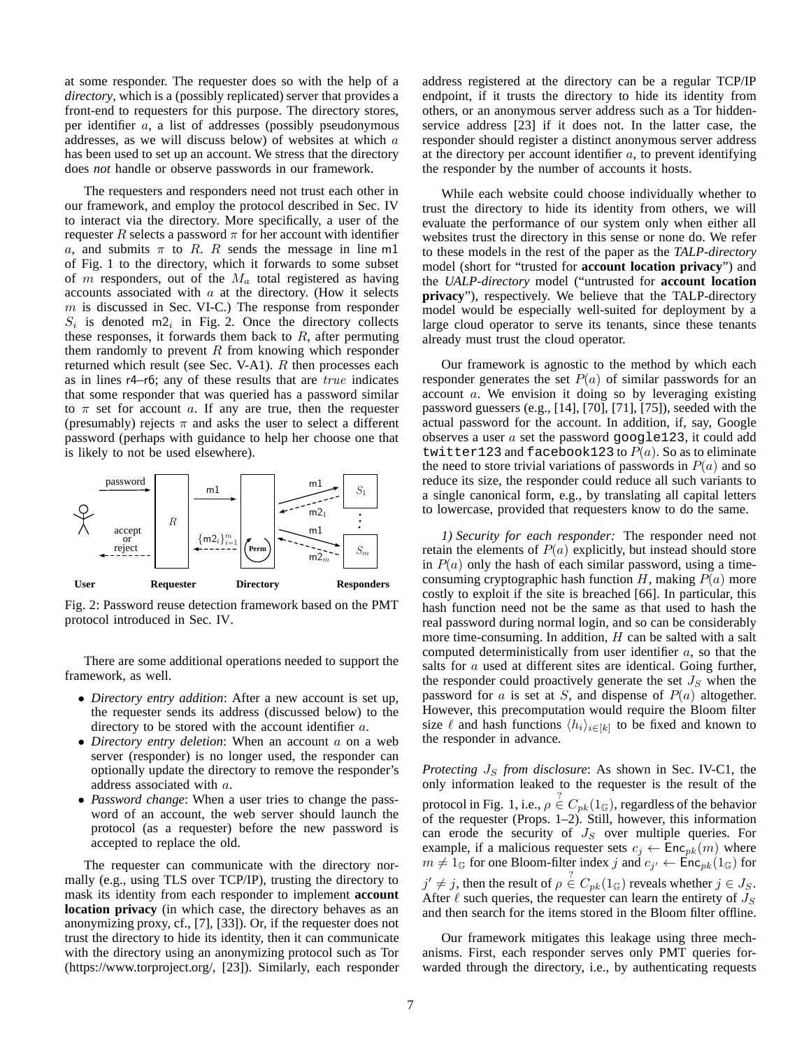at some responder. The requester does so with the help of a *directory*, which is a (possibly replicated) server that provides a front-end to requesters for this purpose. The directory stores, per identifier $a$, a list of addresses (possibly pseudonymous addresses, as we will discuss below) of websites at which $a$ has been used to set up an account. We stress that the directory does *not* handle or observe passwords in our framework.

The requesters and responders need not trust each other in our framework, and employ the protocol described in Sec. IV to interact via the directory. More specifically, a user of the requester $R$ selects a password $\pi$ for her account with identifier $a$, and submits $\pi$ to $R$. $R$ sends the message in line m1 of Fig. 1 to the directory, which it forwards to some subset of $m$ responders, out of the $M_a$ total registered as having accounts associated with $a$ at the directory. (How it selects $m$ is discussed in Sec. VI-C.) The response from responder $S_i$ is denoted $\mathsf{m2}_i$ in Fig. 2. Once the directory collects these responses, it forwards them back to $R$, after permuting them randomly to prevent $R$ from knowing which responder returned which result (see Sec. V-A1). $R$ then processes each as in lines r4–r6; any of these results that are $true$ indicates that some responder that was queried has a password similar to $\pi$ set for account $a$. If any are true, then the requester (presumably) rejects $\pi$ and asks the user to select a different password (perhaps with guidance to help her choose one that is likely to not be used elsewhere).

Fig. 2: Password reuse detection framework based on the PMT protocol introduced in Sec. IV.

There are some additional operations needed to support the framework, as well.

- *Directory entry addition*: After a new account is set up, the requester sends its address (discussed below) to the directory to be stored with the account identifier $a$.
- *Directory entry deletion*: When an account $a$ on a web server (responder) is no longer used, the responder can optionally update the directory to remove the responder's address associated with $a$.
- *Password change*: When a user tries to change the password of an account, the web server should launch the protocol (as a requester) before the new password is accepted to replace the old.

The requester can communicate with the directory normally (e.g., using TLS over TCP/IP), trusting the directory to mask its identity from each responder to implement **account location privacy** (in which case, the directory behaves as an anonymizing proxy, cf., [7], [33]). Or, if the requester does not trust the directory to hide its identity, then it can communicate with the directory using an anonymizing protocol such as Tor (https://www.torproject.org/, [23]). Similarly, each responder address registered at the directory can be a regular TCP/IP endpoint, if it trusts the directory to hide its identity from others, or an anonymous server address such as a Tor hidden-service address [23] if it does not. In the latter case, the responder should register a distinct anonymous server address at the directory per account identifier $a$, to prevent identifying the responder by the number of accounts it hosts.

While each website could choose individually whether to trust the directory to hide its identity from others, we will evaluate the performance of our system only when either all websites trust the directory in this sense or none do. We refer to these models in the rest of the paper as the *TALP-directory* model (short for "trusted for **account location privacy**") and the *UALP-directory* model ("untrusted for **account location privacy**"), respectively. We believe that the TALP-directory model would be especially well-suited for deployment by a large cloud operator to serve its tenants, since these tenants already must trust the cloud operator.

Our framework is agnostic to the method by which each responder generates the set $P(a)$ of similar passwords for an account $a$. We envision it doing so by leveraging existing password guessers (e.g., [14], [70], [71], [75]), seeded with the actual password for the account. In addition, if, say, Google observes a user $a$ set the password `google123`, it could add `twitter123` and `facebook123` to $P(a)$. So as to eliminate the need to store trivial variations of passwords in $P(a)$ and so reduce its size, the responder could reduce all such variants to a single canonical form, e.g., by translating all capital letters to lowercase, provided that requesters know to do the same.

*1) Security for each responder:* The responder need not retain the elements of $P(a)$ explicitly, but instead should store in $P(a)$ only the hash of each similar password, using a time-consuming cryptographic hash function $H$, making $P(a)$ more costly to exploit if the site is breached [66]. In particular, this hash function need not be the same as that used to hash the real password during normal login, and so can be considerably more time-consuming. In addition, $H$ can be salted with a salt computed deterministically from user identifier $a$, so that the salts for $a$ used at different sites are identical. Going further, the responder could proactively generate the set $J_S$ when the password for $a$ is set at $S$, and dispense of $P(a)$ altogether. However, this precomputation would require the Bloom filter size $\ell$ and hash functions $\langle h_i \rangle_{i \in [k]}$ to be fixed and known to the responder in advance.

*Protecting $J_S$ from disclosure*: As shown in Sec. IV-C1, the only information leaked to the requester is the result of the protocol in Fig. 1, i.e., $\rho \stackrel{?}{\in} C_{pk}(1_{\mathbb{G}})$, regardless of the behavior of the requester (Props. 1–2). Still, however, this information can erode the security of $J_S$ over multiple queries. For example, if a malicious requester sets $c_j \leftarrow \mathsf{Enc}_{pk}(m)$ where $m \neq 1_{\mathbb{G}}$ for one Bloom-filter index $j$ and $c_{j'} \leftarrow \mathsf{Enc}_{pk}(1_{\mathbb{G}})$ for $j' \neq j$, then the result of $\rho \stackrel{?}{\in} C_{pk}(1_{\mathbb{G}})$ reveals whether $j \in J_S$. After $\ell$ such queries, the requester can learn the entirety of $J_S$ and then search for the items stored in the Bloom filter offline.

Our framework mitigates this leakage using three mechanisms. First, each responder serves only PMT queries forwarded through the directory, i.e., by authenticating requests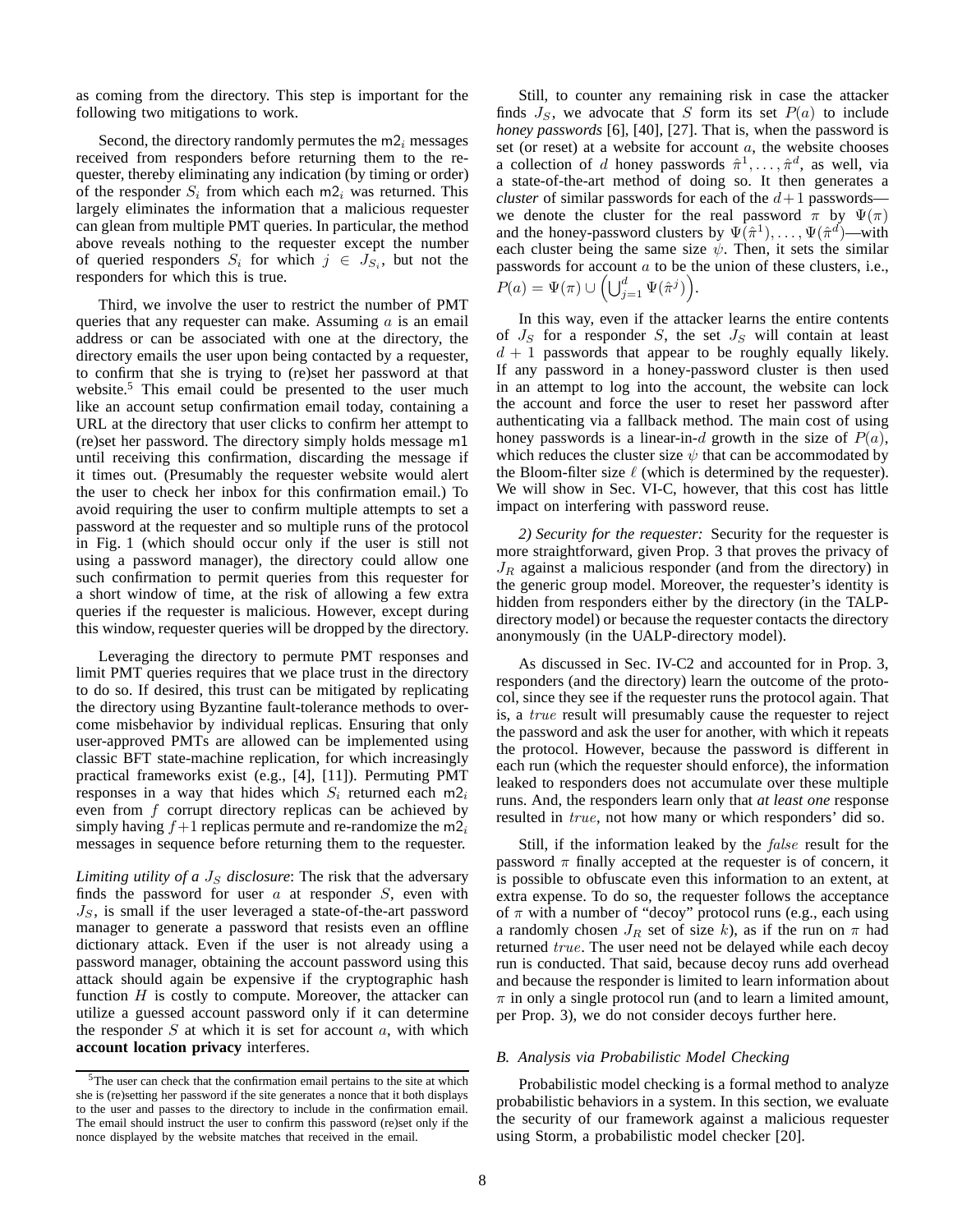as coming from the directory. This step is important for the following two mitigations to work.

Second, the directory randomly permutes the $\mathsf{m2}_i$ messages received from responders before returning them to the requester, thereby eliminating any indication (by timing or order) of the responder $S_i$ from which each $\mathsf{m2}_i$ was returned. This largely eliminates the information that a malicious requester can glean from multiple PMT queries. In particular, the method above reveals nothing to the requester except the number of queried responders $S_i$ for which $j \in J_{S_i}$, but not the responders for which this is true.

Third, we involve the user to restrict the number of PMT queries that any requester can make. Assuming $a$ is an email address or can be associated with one at the directory, the directory emails the user upon being contacted by a requester, to confirm that she is trying to (re)set her password at that website.[5] This email could be presented to the user much like an account setup confirmation email today, containing a URL at the directory that user clicks to confirm her attempt to (re)set her password. The directory simply holds message $\mathsf{m1}$ until receiving this confirmation, discarding the message if it times out. (Presumably the requester website would alert the user to check her inbox for this confirmation email.) To avoid requiring the user to confirm multiple attempts to set a password at the requester and so multiple runs of the protocol in Fig. 1 (which should occur only if the user is still not using a password manager), the directory could allow one such confirmation to permit queries from this requester for a short window of time, at the risk of allowing a few extra queries if the requester is malicious. However, except during this window, requester queries will be dropped by the directory.

Leveraging the directory to permute PMT responses and limit PMT queries requires that we place trust in the directory to do so. If desired, this trust can be mitigated by replicating the directory using Byzantine fault-tolerance methods to overcome misbehavior by individual replicas. Ensuring that only user-approved PMTs are allowed can be implemented using classic BFT state-machine replication, for which increasingly practical frameworks exist (e.g., [4], [11]). Permuting PMT responses in a way that hides which $S_i$ returned each $\mathsf{m2}_i$ even from $f$ corrupt directory replicas can be achieved by simply having $f+1$ replicas permute and re-randomize the $\mathsf{m2}_i$ messages in sequence before returning them to the requester.

*Limiting utility of a $J_S$ disclosure*: The risk that the adversary finds the password for user $a$ at responder $S$, even with $J_S$, is small if the user leveraged a state-of-the-art password manager to generate a password that resists even an offline dictionary attack. Even if the user is not already using a password manager, obtaining the account password using this attack should again be expensive if the cryptographic hash function $H$ is costly to compute. Moreover, the attacker can utilize a guessed account password only if it can determine the responder $S$ at which it is set for account $a$, with which **account location privacy** interferes.

Still, to counter any remaining risk in case the attacker finds $J_S$, we advocate that $S$ form its set $P(a)$ to include *honey passwords* [6], [40], [27]. That is, when the password is set (or reset) at a website for account $a$, the website chooses a collection of $d$ honey passwords $\hat{\pi}^1, \ldots, \hat{\pi}^d$, as well, via a state-of-the-art method of doing so. It then generates a *cluster* of similar passwords for each of the $d+1$ passwords—we denote the cluster for the real password $\pi$ by $\Psi(\pi)$ and the honey-password clusters by $\Psi(\hat{\pi}^1), \ldots, \Psi(\hat{\pi}^d)$—with each cluster being the same size $\psi$. Then, it sets the similar passwords for account $a$ to be the union of these clusters, i.e., $P(a) = \Psi(\pi) \cup \left(\bigcup_{j=1}^{d} \Psi(\hat{\pi}^j)\right)$.

In this way, even if the attacker learns the entire contents of $J_S$ for a responder $S$, the set $J_S$ will contain at least $d+1$ passwords that appear to be roughly equally likely. If any password in a honey-password cluster is then used in an attempt to log into the account, the website can lock the account and force the user to reset her password after authenticating via a fallback method. The main cost of using honey passwords is a linear-in-$d$ growth in the size of $P(a)$, which reduces the cluster size $\psi$ that can be accommodated by the Bloom-filter size $\ell$ (which is determined by the requester). We will show in Sec. VI-C, however, that this cost has little impact on interfering with password reuse.

*2) Security for the requester:* Security for the requester is more straightforward, given Prop. 3 that proves the privacy of $J_R$ against a malicious responder (and from the directory) in the generic group model. Moreover, the requester's identity is hidden from responders either by the directory (in the TALP-directory model) or because the requester contacts the directory anonymously (in the UALP-directory model).

As discussed in Sec. IV-C2 and accounted for in Prop. 3, responders (and the directory) learn the outcome of the protocol, since they see if the requester runs the protocol again. That is, a $true$ result will presumably cause the requester to reject the password and ask the user for another, with which it repeats the protocol. However, because the password is different in each run (which the requester should enforce), the information leaked to responders does not accumulate over these multiple runs. And, the responders learn only that *at least one* response resulted in $true$, not how many or which responders' did so.

Still, if the information leaked by the $false$ result for the password $\pi$ finally accepted at the requester is of concern, it is possible to obfuscate even this information to an extent, at extra expense. To do so, the requester follows the acceptance of $\pi$ with a number of "decoy" protocol runs (e.g., each using a randomly chosen $J_R$ set of size $k$), as if the run on $\pi$ had returned $true$. The user need not be delayed while each decoy run is conducted. That said, because decoy runs add overhead and because the responder is limited to learn information about $\pi$ in only a single protocol run (and to learn a limited amount, per Prop. 3), we do not consider decoys further here.

### B. Analysis via Probabilistic Model Checking

Probabilistic model checking is a formal method to analyze probabilistic behaviors in a system. In this section, we evaluate the security of our framework against a malicious requester using Storm, a probabilistic model checker [20].

[5] The user can check that the confirmation email pertains to the site at which she is (re)setting her password if the site generates a nonce that it both displays to the user and passes to the directory to include in the confirmation email. The email should instruct the user to confirm this password (re)set only if the nonce displayed by the website matches that received in the email.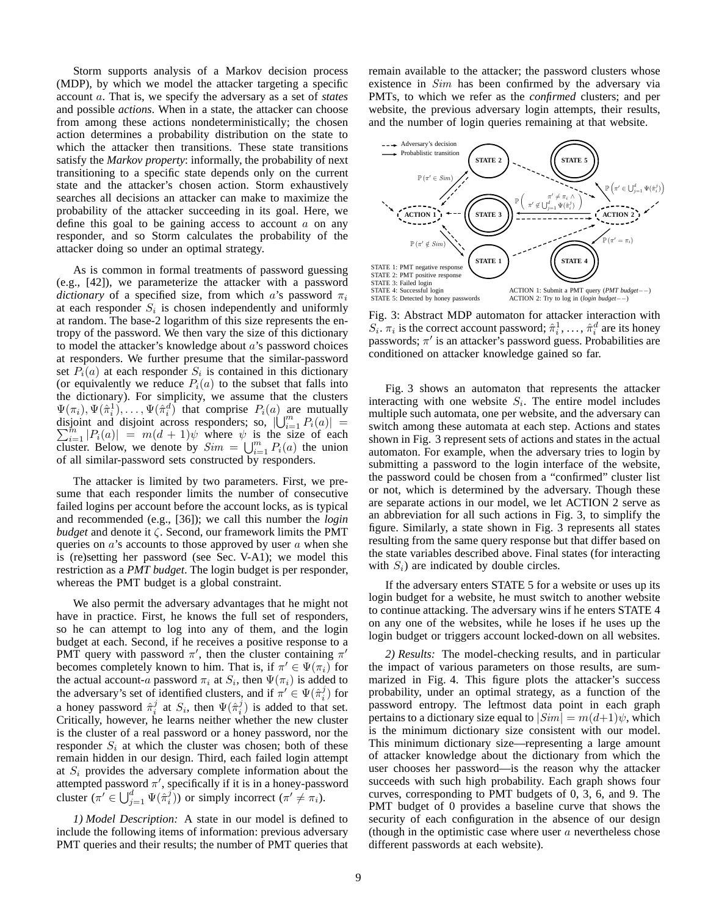Storm supports analysis of a Markov decision process (MDP), by which we model the attacker targeting a specific account $a$. That is, we specify the adversary as a set of *states* and possible *actions*. When in a state, the attacker can choose from among these actions nondeterministically; the chosen action determines a probability distribution on the state to which the attacker then transitions. These state transitions satisfy the *Markov property*: informally, the probability of next transitioning to a specific state depends only on the current state and the attacker's chosen action. Storm exhaustively searches all decisions an attacker can make to maximize the probability of the attacker succeeding in its goal. Here, we define this goal to be gaining access to account $a$ on any responder, and so Storm calculates the probability of the attacker doing so under an optimal strategy.

As is common in formal treatments of password guessing (e.g., [42]), we parameterize the attacker with a password *dictionary* of a specified size, from which $a$'s password $\pi_i$ at each responder $S_i$ is chosen independently and uniformly at random. The base-2 logarithm of this size represents the entropy of the password. We then vary the size of this dictionary to model the attacker's knowledge about $a$'s password choices at responders. We further presume that the similar-password set $P_i(a)$ at each responder $S_i$ is contained in this dictionary (or equivalently we reduce $P_i(a)$ to the subset that falls into the dictionary). For simplicity, we assume that the clusters $\Psi(\pi_i), \Psi(\hat{\pi}_i^1), \ldots, \Psi(\hat{\pi}_i^d)$ that comprise $P_i(a)$ are mutually disjoint and disjoint across responders; so, $|\bigcup_{i=1}^{m} P_i(a)| = \sum_{i=1}^{m} |P_i(a)| = m(d+1)\psi$ where $\psi$ is the size of each cluster. Below, we denote by $Sim = \bigcup_{i=1}^{m} P_i(a)$ the union of all similar-password sets constructed by responders.

The attacker is limited by two parameters. First, we presume that each responder limits the number of consecutive failed logins per account before the account locks, as is typical and recommended (e.g., [36]); we call this number the *login budget* and denote it $\zeta$. Second, our framework limits the PMT queries on $a$'s accounts to those approved by user $a$ when she is (re)setting her password (see Sec. V-A1); we model this restriction as a *PMT budget*. The login budget is per responder, whereas the PMT budget is a global constraint.

We also permit the adversary advantages that he might not have in practice. First, he knows the full set of responders, so he can attempt to log into any of them, and the login budget at each. Second, if he receives a positive response to a PMT query with password $\pi'$, then the cluster containing $\pi'$ becomes completely known to him. That is, if $\pi' \in \Psi(\pi_i)$ for the actual account-$a$ password $\pi_i$ at $S_i$, then $\Psi(\pi_i)$ is added to the adversary's set of identified clusters, and if $\pi' \in \Psi(\hat{\pi}_i^j)$ for a honey password $\hat{\pi}_i^j$ at $S_i$, then $\Psi(\hat{\pi}_i^j)$ is added to that set. Critically, however, he learns neither whether the new cluster is the cluster of a real password or a honey password, nor the responder $S_i$ at which the cluster was chosen; both of these remain hidden in our design. Third, each failed login attempt at $S_i$ provides the adversary complete information about the attempted password $\pi'$, specifically if it is in a honey-password cluster ($\pi' \in \bigcup_{j=1}^{d} \Psi(\hat{\pi}_i^j)$) or simply incorrect ($\pi' \neq \pi_i$).

*1) Model Description:* A state in our model is defined to include the following items of information: previous adversary PMT queries and their results; the number of PMT queries that remain available to the attacker; the password clusters whose existence in $Sim$ has been confirmed by the adversary via PMTs, to which we refer as the *confirmed* clusters; and per website, the previous adversary login attempts, their results, and the number of login queries remaining at that website.

Fig. 3: Abstract MDP automaton for attacker interaction with $S_i$. $\pi_i$ is the correct account password; $\hat{\pi}_i^1, \ldots, \hat{\pi}_i^d$ are its honey passwords; $\pi'$ is an attacker's password guess. Probabilities are conditioned on attacker knowledge gained so far.

Fig. 3 shows an automaton that represents the attacker interacting with one website $S_i$. The entire model includes multiple such automata, one per website, and the adversary can switch among these automata at each step. Actions and states shown in Fig. 3 represent sets of actions and states in the actual automaton. For example, when the adversary tries to login by submitting a password to the login interface of the website, the password could be chosen from a "confirmed" cluster list or not, which is determined by the adversary. Though these are separate actions in our model, we let ACTION 2 serve as an abbreviation for all such actions in Fig. 3, to simplify the figure. Similarly, a state shown in Fig. 3 represents all states resulting from the same query response but that differ based on the state variables described above. Final states (for interacting with $S_i$) are indicated by double circles.

If the adversary enters STATE 5 for a website or uses up its login budget for a website, he must switch to another website to continue attacking. The adversary wins if he enters STATE 4 on any one of the websites, while he loses if he uses up the login budget or triggers account locked-down on all websites.

*2) Results:* The model-checking results, and in particular the impact of various parameters on those results, are summarized in Fig. 4. This figure plots the attacker's success probability, under an optimal strategy, as a function of the password entropy. The leftmost data point in each graph pertains to a dictionary size equal to $|Sim| = m(d+1)\psi$, which is the minimum dictionary size consistent with our model. This minimum dictionary size—representing a large amount of attacker knowledge about the dictionary from which the user chooses her password—is the reason why the attacker succeeds with such high probability. Each graph shows four curves, corresponding to PMT budgets of 0, 3, 6, and 9. The PMT budget of 0 provides a baseline curve that shows the security of each configuration in the absence of our design (though in the optimistic case where user $a$ nevertheless chose different passwords at each website).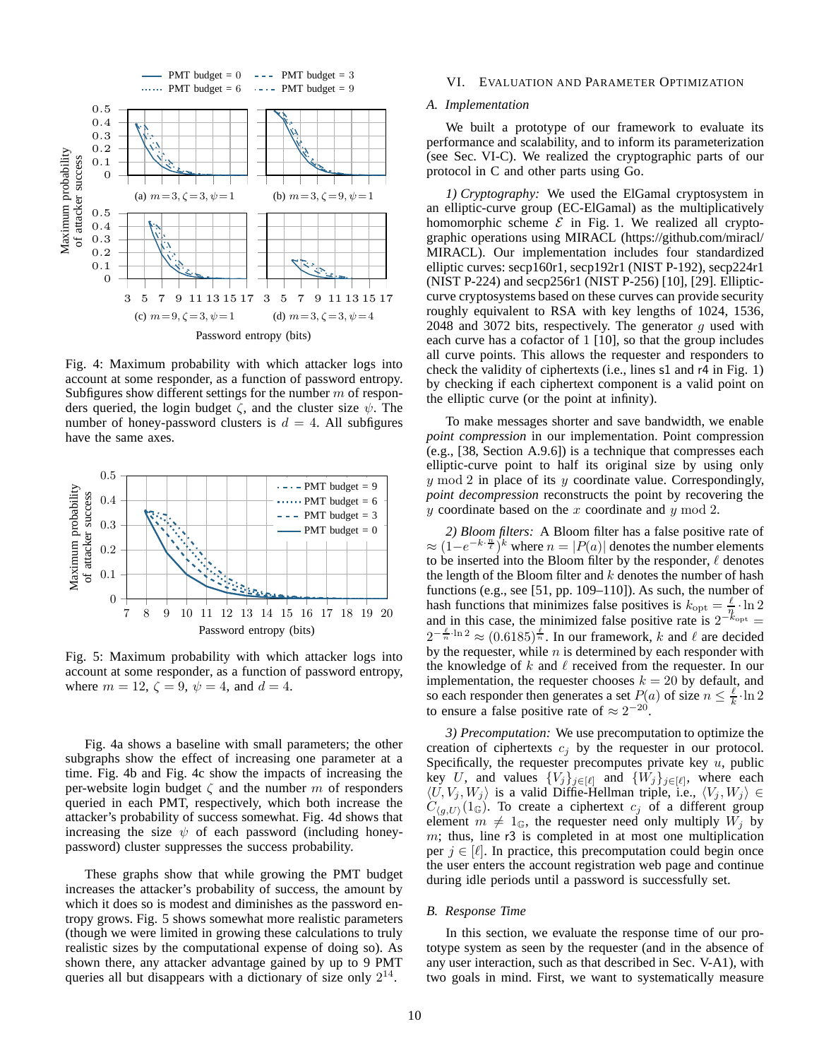Fig. 4: Maximum probability with which attacker logs into account at some responder, as a function of password entropy. Subfigures show different settings for the number $m$ of responders queried, the login budget $\zeta$, and the cluster size $\psi$. The number of honey-password clusters is $d = 4$. All subfigures have the same axes.

Fig. 5: Maximum probability with which attacker logs into account at some responder, as a function of password entropy, where $m = 12$, $\zeta = 9$, $\psi = 4$, and $d = 4$.

Fig. 4a shows a baseline with small parameters; the other subgraphs show the effect of increasing one parameter at a time. Fig. 4b and Fig. 4c show the impacts of increasing the per-website login budget $\zeta$ and the number $m$ of responders queried in each PMT, respectively, which both increase the attacker's probability of success somewhat. Fig. 4d shows that increasing the size $\psi$ of each password (including honey-password) cluster suppresses the success probability.

These graphs show that while growing the PMT budget increases the attacker's probability of success, the amount by which it does so is modest and diminishes as the password entropy grows. Fig. 5 shows somewhat more realistic parameters (though we were limited in growing these calculations to truly realistic sizes by the computational expense of doing so). As shown there, any attacker advantage gained by up to 9 PMT queries all but disappears with a dictionary of size only $2^{14}$.

## VI. Evaluation and Parameter Optimization

### A. Implementation

We built a prototype of our framework to evaluate its performance and scalability, and to inform its parameterization (see Sec. VI-C). We realized the cryptographic parts of our protocol in C and other parts using Go.

*1) Cryptography:* We used the ElGamal cryptosystem in an elliptic-curve group (EC-ElGamal) as the multiplicatively homomorphic scheme $\mathcal{E}$ in Fig. 1. We realized all cryptographic operations using MIRACL (https://github.com/miracl/MIRACL). Our implementation includes four standardized elliptic curves: secp160r1, secp192r1 (NIST P-192), secp224r1 (NIST P-224) and secp256r1 (NIST P-256) [10], [29]. Elliptic-curve cryptosystems based on these curves can provide security roughly equivalent to RSA with key lengths of 1024, 1536, 2048 and 3072 bits, respectively. The generator $g$ used with each curve has a cofactor of 1 [10], so that the group includes all curve points. This allows the requester and responders to check the validity of ciphertexts (i.e., lines s1 and r4 in Fig. 1) by checking if each ciphertext component is a valid point on the elliptic curve (or the point at infinity).

To make messages shorter and save bandwidth, we enable *point compression* in our implementation. Point compression (e.g., [38, Section A.9.6]) is a technique that compresses each elliptic-curve point to half its original size by using only $y \bmod 2$ in place of its $y$ coordinate value. Correspondingly, *point decompression* reconstructs the point by recovering the $y$ coordinate based on the $x$ coordinate and $y \bmod 2$.

*2) Bloom filters:* A Bloom filter has a false positive rate of $\approx (1-e^{-k\cdot\frac{n}{\ell}})^k$ where $n = |P(a)|$ denotes the number elements to be inserted into the Bloom filter by the responder, $\ell$ denotes the length of the Bloom filter and $k$ denotes the number of hash functions (e.g., see [51, pp. 109–110]). As such, the number of hash functions that minimizes false positives is $k_{\mathrm{opt}} = \frac{\ell}{n}\cdot\ln 2$ and in this case, the minimized false positive rate is $2^{-k_{\mathrm{opt}}} = 2^{-\frac{\ell}{n}\cdot\ln 2} \approx (0.6185)^{\frac{\ell}{n}}$. In our framework, $k$ and $\ell$ are decided by the requester, while $n$ is determined by each responder with the knowledge of $k$ and $\ell$ received from the requester. In our implementation, the requester chooses $k = 20$ by default, and so each responder then generates a set $P(a)$ of size $n \le \frac{\ell}{k}\cdot\ln 2$ to ensure a false positive rate of $\approx 2^{-20}$.

*3) Precomputation:* We use precomputation to optimize the creation of ciphertexts $c_j$ by the requester in our protocol. Specifically, the requester precomputes private key $u$, public key $U$, and values $\{V_j\}_{j\in[\ell]}$ and $\{W_j\}_{j\in[\ell]}$, where each $\langle U, V_j, W_j\rangle$ is a valid Diffie-Hellman triple, i.e., $\langle V_j, W_j\rangle \in C_{\langle g,U\rangle}(1_{\mathbb{G}})$. To create a ciphertext $c_j$ of a different group element $m \ne 1_{\mathbb{G}}$, the requester need only multiply $W_j$ by $m$; thus, line r3 is completed in at most one multiplication per $j \in [\ell]$. In practice, this precomputation could begin once the user enters the account registration web page and continue during idle periods until a password is successfully set.

### B. Response Time

In this section, we evaluate the response time of our prototype system as seen by the requester (and in the absence of any user interaction, such as that described in Sec. V-A1), with two goals in mind. First, we want to systematically measure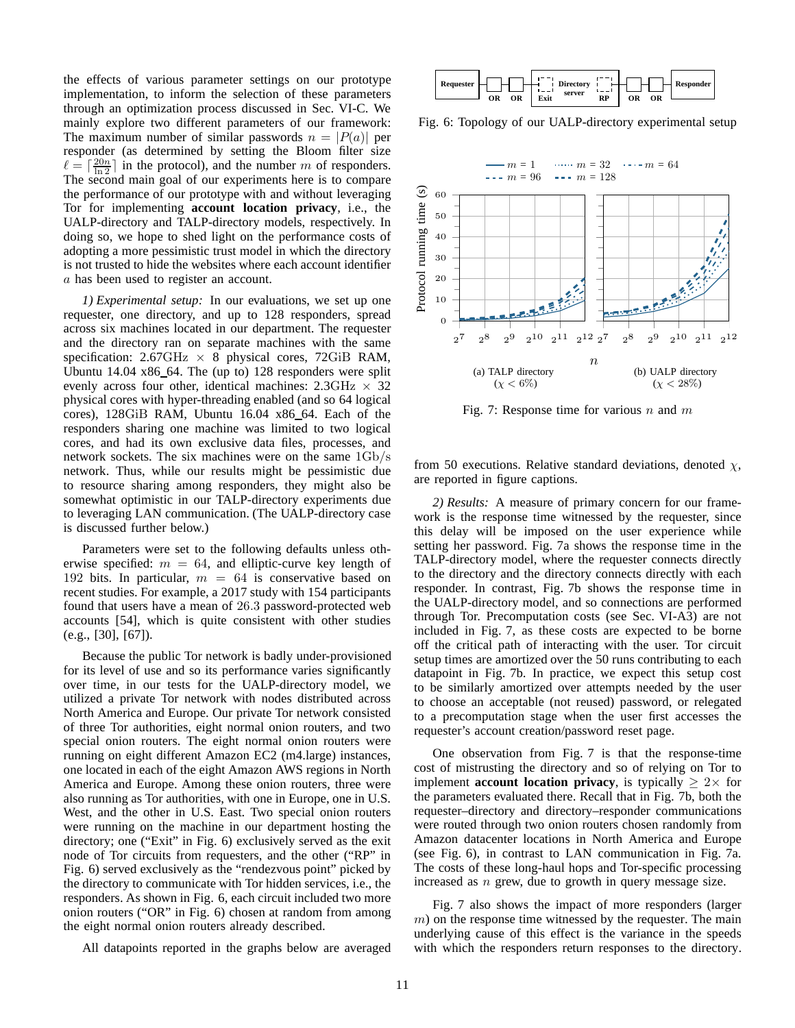the effects of various parameter settings on our prototype implementation, to inform the selection of these parameters through an optimization process discussed in Sec. VI-C. We mainly explore two different parameters of our framework: The maximum number of similar passwords $n = |P(a)|$ per responder (as determined by setting the Bloom filter size $\ell = \lceil \frac{20n}{\ln 2} \rceil$ in the protocol), and the number $m$ of responders. The second main goal of our experiments here is to compare the performance of our prototype with and without leveraging Tor for implementing **account location privacy**, i.e., the UALP-directory and TALP-directory models, respectively. In doing so, we hope to shed light on the performance costs of adopting a more pessimistic trust model in which the directory is not trusted to hide the websites where each account identifier $a$ has been used to register an account.

*1) Experimental setup:* In our evaluations, we set up one requester, one directory, and up to 128 responders, spread across six machines located in our department. The requester and the directory ran on separate machines with the same specification: 2.67GHz $\times$ 8 physical cores, 72GiB RAM, Ubuntu 14.04 x86_64. The (up to) 128 responders were split evenly across four other, identical machines: 2.3GHz $\times$ 32 physical cores with hyper-threading enabled (and so 64 logical cores), 128GiB RAM, Ubuntu 16.04 x86_64. Each of the responders sharing one machine was limited to two logical cores, and had its own exclusive data files, processes, and network sockets. The six machines were on the same 1Gb/s network. Thus, while our results might be pessimistic due to resource sharing among responders, they might also be somewhat optimistic in our TALP-directory experiments due to leveraging LAN communication. (The UALP-directory case is discussed further below.)

Parameters were set to the following defaults unless otherwise specified: $m = 64$, and elliptic-curve key length of 192 bits. In particular, $m = 64$ is conservative based on recent studies. For example, a 2017 study with 154 participants found that users have a mean of 26.3 password-protected web accounts [54], which is quite consistent with other studies (e.g., [30], [67]).

Because the public Tor network is badly under-provisioned for its level of use and so its performance varies significantly over time, in our tests for the UALP-directory model, we utilized a private Tor network with nodes distributed across North America and Europe. Our private Tor network consisted of three Tor authorities, eight normal onion routers, and two special onion routers. The eight normal onion routers were running on eight different Amazon EC2 (m4.large) instances, one located in each of the eight Amazon AWS regions in North America and Europe. Among these onion routers, three were also running as Tor authorities, with one in Europe, one in U.S. West, and the other in U.S. East. Two special onion routers were running on the machine in our department hosting the directory; one ("Exit" in Fig. 6) exclusively served as the exit node of Tor circuits from requesters, and the other ("RP" in Fig. 6) served exclusively as the "rendezvous point" picked by the directory to communicate with Tor hidden services, i.e., the responders. As shown in Fig. 6, each circuit included two more onion routers ("OR" in Fig. 6) chosen at random from among the eight normal onion routers already described.

All datapoints reported in the graphs below are averaged from 50 executions. Relative standard deviations, denoted $\chi$, are reported in figure captions.

Fig. 6: Topology of our UALP-directory experimental setup

Fig. 7: Response time for various $n$ and $m$ — (a) TALP directory ($\chi < 6\%$); (b) UALP directory ($\chi < 28\%$)

*2) Results:* A measure of primary concern for our framework is the response time witnessed by the requester, since this delay will be imposed on the user experience while setting her password. Fig. 7a shows the response time in the TALP-directory model, where the requester connects directly to the directory and the directory connects directly with each responder. In contrast, Fig. 7b shows the response time in the UALP-directory model, and so connections are performed through Tor. Precomputation costs (see Sec. VI-A3) are not included in Fig. 7, as these costs are expected to be borne off the critical path of interacting with the user. Tor circuit setup times are amortized over the 50 runs contributing to each datapoint in Fig. 7b. In practice, we expect this setup cost to be similarly amortized over attempts needed by the user to choose an acceptable (not reused) password, or relegated to a precomputation stage when the user first accesses the requester's account creation/password reset page.

One observation from Fig. 7 is that the response-time cost of mistrusting the directory and so of relying on Tor to implement **account location privacy**, is typically $\geq 2\times$ for the parameters evaluated there. Recall that in Fig. 7b, both the requester–directory and directory–responder communications were routed through two onion routers chosen randomly from Amazon datacenter locations in North America and Europe (see Fig. 6), in contrast to LAN communication in Fig. 7a. The costs of these long-haul hops and Tor-specific processing increased as $n$ grew, due to growth in query message size.

Fig. 7 also shows the impact of more responders (larger $m$) on the response time witnessed by the requester. The main underlying cause of this effect is the variance in the speeds with which the responders return responses to the directory.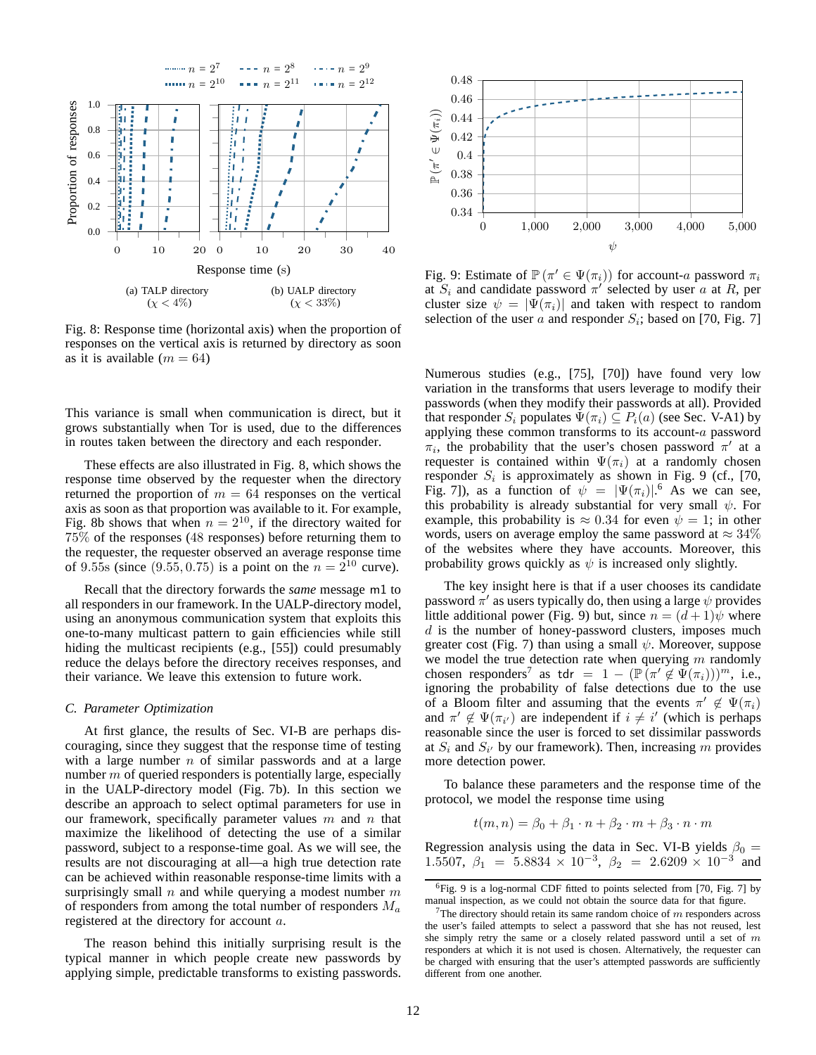Fig. 8: Response time (horizontal axis) when the proportion of responses on the vertical axis is returned by directory as soon as it is available ($m = 64$)

This variance is small when communication is direct, but it grows substantially when Tor is used, due to the differences in routes taken between the directory and each responder.

These effects are also illustrated in Fig. 8, which shows the response time observed by the requester when the directory returned the proportion of $m = 64$ responses on the vertical axis as soon as that proportion was available to it. For example, Fig. 8b shows that when $n = 2^{10}$, if the directory waited for $75\%$ of the responses (48 responses) before returning them to the requester, the requester observed an average response time of 9.55s (since $(9.55, 0.75)$ is a point on the $n = 2^{10}$ curve).

Recall that the directory forwards the *same* message m1 to all responders in our framework. In the UALP-directory model, using an anonymous communication system that exploits this one-to-many multicast pattern to gain efficiencies while still hiding the multicast recipients (e.g., [55]) could presumably reduce the delays before the directory receives responses, and their variance. We leave this extension to future work.

### C. Parameter Optimization

At first glance, the results of Sec. VI-B are perhaps discouraging, since they suggest that the response time of testing with a large number $n$ of similar passwords and at a large number $m$ of queried responders is potentially large, especially in the UALP-directory model (Fig. 7b). In this section we describe an approach to select optimal parameters for use in our framework, specifically parameter values $m$ and $n$ that maximize the likelihood of detecting the use of a similar password, subject to a response-time goal. As we will see, the results are not discouraging at all—a high true detection rate can be achieved within reasonable response-time limits with a surprisingly small $n$ and while querying a modest number $m$ of responders from among the total number of responders $M_a$ registered at the directory for account $a$.

The reason behind this initially surprising result is the typical manner in which people create new passwords by applying simple, predictable transforms to existing passwords.

Fig. 9: Estimate of $\mathbb{P}(\pi' \in \Psi(\pi_i))$ for account-$a$ password $\pi_i$ at $S_i$ and candidate password $\pi'$ selected by user $a$ at $R$, per cluster size $\psi = |\Psi(\pi_i)|$ and taken with respect to random selection of the user $a$ and responder $S_i$; based on [70, Fig. 7]

Numerous studies (e.g., [75], [70]) have found very low variation in the transforms that users leverage to modify their passwords (when they modify their passwords at all). Provided that responder $S_i$ populates $\Psi(\pi_i) \subseteq P_i(a)$ (see Sec. V-A1) by applying these common transforms to its account-$a$ password $\pi_i$, the probability that the user's chosen password $\pi'$ at a requester is contained within $\Psi(\pi_i)$ at a randomly chosen responder $S_i$ is approximately as shown in Fig. 9 (cf., [70, Fig. 7]), as a function of $\psi = |\Psi(\pi_i)|$.[6] As we can see, this probability is already substantial for very small $\psi$. For example, this probability is $\approx 0.34$ for even $\psi = 1$; in other words, users on average employ the same password at $\approx 34\%$ of the websites where they have accounts. Moreover, this probability grows quickly as $\psi$ is increased only slightly.

The key insight here is that if a user chooses its candidate password $\pi'$ as users typically do, then using a large $\psi$ provides little additional power (Fig. 9) but, since $n = (d+1)\psi$ where $d$ is the number of honey-password clusters, imposes much greater cost (Fig. 7) than using a small $\psi$. Moreover, suppose we model the true detection rate when querying $m$ randomly chosen responders[7] as $\mathsf{tdr} = 1 - (\mathbb{P}(\pi' \notin \Psi(\pi_i)))^m$, i.e., ignoring the probability of false detections due to the use of a Bloom filter and assuming that the events $\pi' \notin \Psi(\pi_i)$ and $\pi' \notin \Psi(\pi_{i'})$ are independent if $i \neq i'$ (which is perhaps reasonable since the user is forced to set dissimilar passwords at $S_i$ and $S_{i'}$ by our framework). Then, increasing $m$ provides more detection power.

To balance these parameters and the response time of the protocol, we model the response time using

$$t(m, n) = \beta_0 + \beta_1 \cdot n + \beta_2 \cdot m + \beta_3 \cdot n \cdot m$$

Regression analysis using the data in Sec. VI-B yields $\beta_0 = 1.5507$, $\beta_1 = 5.8834 \times 10^{-3}$, $\beta_2 = 2.6209 \times 10^{-3}$ and

[6] Fig. 9 is a log-normal CDF fitted to points selected from [70, Fig. 7] by manual inspection, as we could not obtain the source data for that figure.

[7] The directory should retain its same random choice of $m$ responders across the user's failed attempts to select a password that she has not reused, lest she simply retry the same or a closely related password until a set of $m$ responders at which it is not used is chosen. Alternatively, the requester can be charged with ensuring that the user's attempted passwords are sufficiently different from one another.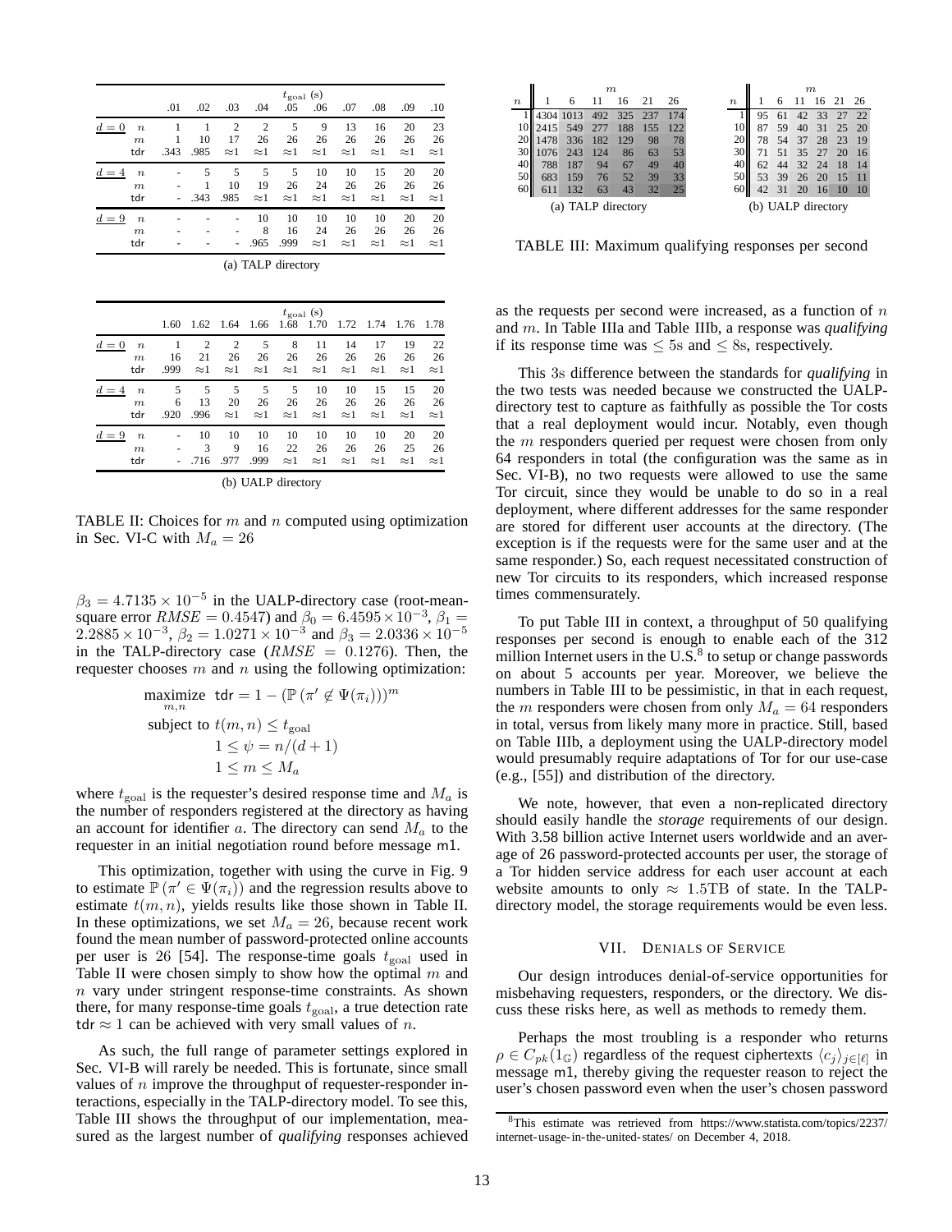| | | $t_{\text{goal}}$ (s) | | | | | | | | | |
|---|---|---|---|---|---|---|---|---|---|---|---|
| | | .01 | .02 | .03 | .04 | .05 | .06 | .07 | .08 | .09 | .10 |
| $d = 0$ | $n$ | 1 | 1 | 2 | 2 | 5 | 9 | 13 | 16 | 20 | 23 |
| | $m$ | 1 | 10 | 17 | 26 | 26 | 26 | 26 | 26 | 26 | 26 |
| | tdr | .343 | .985 | $\approx$1 | $\approx$1 | $\approx$1 | $\approx$1 | $\approx$1 | $\approx$1 | $\approx$1 | $\approx$1 |
| $d = 4$ | $n$ | - | 5 | 5 | 5 | 5 | 10 | 10 | 15 | 20 | 20 |
| | $m$ | - | 1 | 10 | 19 | 26 | 24 | 26 | 26 | 26 | 26 |
| | tdr | - | .343 | .985 | $\approx$1 | $\approx$1 | $\approx$1 | $\approx$1 | $\approx$1 | $\approx$1 | $\approx$1 |
| $d = 9$ | $n$ | - | - | - | 10 | 10 | 10 | 10 | 10 | 20 | 20 |
| | $m$ | - | - | - | 8 | 16 | 24 | 26 | 26 | 26 | 26 |
| | tdr | - | - | - | .965 | .999 | $\approx$1 | $\approx$1 | $\approx$1 | $\approx$1 | $\approx$1 |

(a) TALP directory

| | | $t_{\text{goal}}$ (s) | | | | | | | | | |
|---|---|---|---|---|---|---|---|---|---|---|---|
| | | 1.60 | 1.62 | 1.64 | 1.66 | 1.68 | 1.70 | 1.72 | 1.74 | 1.76 | 1.78 |
| $d = 0$ | $n$ | 1 | 2 | 2 | 5 | 8 | 11 | 14 | 17 | 19 | 22 |
| | $m$ | 16 | 21 | 26 | 26 | 26 | 26 | 26 | 26 | 26 | 26 |
| | tdr | .999 | $\approx$1 | $\approx$1 | $\approx$1 | $\approx$1 | $\approx$1 | $\approx$1 | $\approx$1 | $\approx$1 | $\approx$1 |
| $d = 4$ | $n$ | 5 | 5 | 5 | 5 | 5 | 10 | 10 | 15 | 15 | 20 |
| | $m$ | 6 | 13 | 20 | 26 | 26 | 26 | 26 | 26 | 26 | 26 |
| | tdr | .920 | .996 | $\approx$1 | $\approx$1 | $\approx$1 | $\approx$1 | $\approx$1 | $\approx$1 | $\approx$1 | $\approx$1 |
| $d = 9$ | $n$ | - | 10 | 10 | 10 | 10 | 10 | 10 | 10 | 20 | 20 |
| | $m$ | - | 3 | 9 | 16 | 22 | 26 | 26 | 26 | 25 | 26 |
| | tdr | - | .716 | .977 | .999 | $\approx$1 | $\approx$1 | $\approx$1 | $\approx$1 | $\approx$1 | $\approx$1 |

(b) UALP directory

TABLE II: Choices for $m$ and $n$ computed using optimization in Sec. VI-C with $M_a = 26$

$\beta_3 = 4.7135 \times 10^{-5}$ in the UALP-directory case (root-mean-square error $RMSE = 0.4547$) and $\beta_0 = 6.4595 \times 10^{-3}$, $\beta_1 = 2.2885 \times 10^{-3}$, $\beta_2 = 1.0271 \times 10^{-3}$ and $\beta_3 = 2.0336 \times 10^{-5}$ in the TALP-directory case ($RMSE = 0.1276$). Then, the requester chooses $m$ and $n$ using the following optimization:

$$\begin{aligned}
\underset{m,n}{\text{maximize}} \;\; & \mathsf{tdr} = 1 - \left(\mathbb{P}\left(\pi' \notin \Psi(\pi_i)\right)\right)^m \\
\text{subject to} \;\; & t(m,n) \leq t_{\text{goal}} \\
& 1 \leq \psi = n/(d+1) \\
& 1 \leq m \leq M_a
\end{aligned}$$

where $t_{\text{goal}}$ is the requester's desired response time and $M_a$ is the number of responders registered at the directory as having an account for identifier $a$. The directory can send $M_a$ to the requester in an initial negotiation round before message m1.

This optimization, together with using the curve in Fig. 9 to estimate $\mathbb{P}\left(\pi' \in \Psi(\pi_i)\right)$ and the regression results above to estimate $t(m,n)$, yields results like those shown in Table II. In these optimizations, we set $M_a = 26$, because recent work found the mean number of password-protected online accounts per user is 26 [54]. The response-time goals $t_{\text{goal}}$ used in Table II were chosen simply to show how the optimal $m$ and $n$ vary under stringent response-time constraints. As shown there, for many response-time goals $t_{\text{goal}}$, a true detection rate $\mathsf{tdr} \approx 1$ can be achieved with very small values of $n$.

As such, the full range of parameter settings explored in Sec. VI-B will rarely be needed. This is fortunate, since small values of $n$ improve the throughput of requester-responder interactions, especially in the TALP-directory model. To see this, Table III shows the throughput of our implementation, measured as the largest number of *qualifying* responses achieved

| $n$ \ $m$ | 1 | 6 | 11 | 16 | 21 | 26 |
|---|---|---|---|---|---|---|
| 1 | 4304 | 1013 | 492 | 325 | 237 | 174 |
| 10 | 2415 | 549 | 277 | 188 | 155 | 122 |
| 20 | 1478 | 336 | 182 | 129 | 98 | 78 |
| 30 | 1076 | 243 | 124 | 86 | 63 | 53 |
| 40 | 788 | 187 | 94 | 67 | 49 | 40 |
| 50 | 683 | 159 | 76 | 52 | 39 | 33 |
| 60 | 611 | 132 | 63 | 43 | 32 | 25 |

(a) TALP directory

| $n$ \ $m$ | 1 | 6 | 11 | 16 | 21 | 26 |
|---|---|---|---|---|---|---|
| 1 | 95 | 61 | 42 | 33 | 27 | 22 |
| 10 | 87 | 59 | 40 | 31 | 25 | 20 |
| 20 | 78 | 54 | 37 | 28 | 23 | 19 |
| 30 | 71 | 51 | 35 | 27 | 20 | 16 |
| 40 | 62 | 44 | 32 | 24 | 18 | 14 |
| 50 | 53 | 39 | 26 | 20 | 15 | 11 |
| 60 | 42 | 31 | 20 | 16 | 10 | 10 |

(b) UALP directory

TABLE III: Maximum qualifying responses per second

as the requests per second were increased, as a function of $n$ and $m$. In Table IIIa and Table IIIb, a response was *qualifying* if its response time was $\leq 5$s and $\leq 8$s, respectively.

This 3s difference between the standards for *qualifying* in the two tests was needed because we constructed the UALP-directory test to capture as faithfully as possible the Tor costs that a real deployment would incur. Notably, even though the $m$ responders queried per request were chosen from only 64 responders in total (the configuration was the same as in Sec. VI-B), no two requests were allowed to use the same Tor circuit, since they would be unable to do so in a real deployment, where different addresses for the same responder are stored for different user accounts at the directory. (The exception is if the requests were for the same user and at the same responder.) So, each request necessitated construction of new Tor circuits to its responders, which increased response times commensurately.

To put Table III in context, a throughput of 50 qualifying responses per second is enough to enable each of the 312 million Internet users in the U.S.[8] to setup or change passwords on about 5 accounts per year. Moreover, we believe the numbers in Table III to be pessimistic, in that in each request, the $m$ responders were chosen from only $M_a = 64$ responders in total, versus from likely many more in practice. Still, based on Table IIIb, a deployment using the UALP-directory model would presumably require adaptations of Tor for our use-case (e.g., [55]) and distribution of the directory.

We note, however, that even a non-replicated directory should easily handle the *storage* requirements of our design. With 3.58 billion active Internet users worldwide and an average of 26 password-protected accounts per user, the storage of a Tor hidden service address for each user account at each website amounts to only $\approx 1.5$TB of state. In the TALP-directory model, the storage requirements would be even less.

## VII. Denials of Service

Our design introduces denial-of-service opportunities for misbehaving requesters, responders, or the directory. We discuss these risks here, as well as methods to remedy them.

Perhaps the most troubling is a responder who returns $\rho \in C_{pk}(1_{\mathbb{G}})$ regardless of the request ciphertexts $\langle c_j \rangle_{j \in [\ell]}$ in message m1, thereby giving the requester reason to reject the user's chosen password even when the user's chosen password

[8] This estimate was retrieved from https://www.statista.com/topics/2237/internet-usage-in-the-united-states/ on December 4, 2018.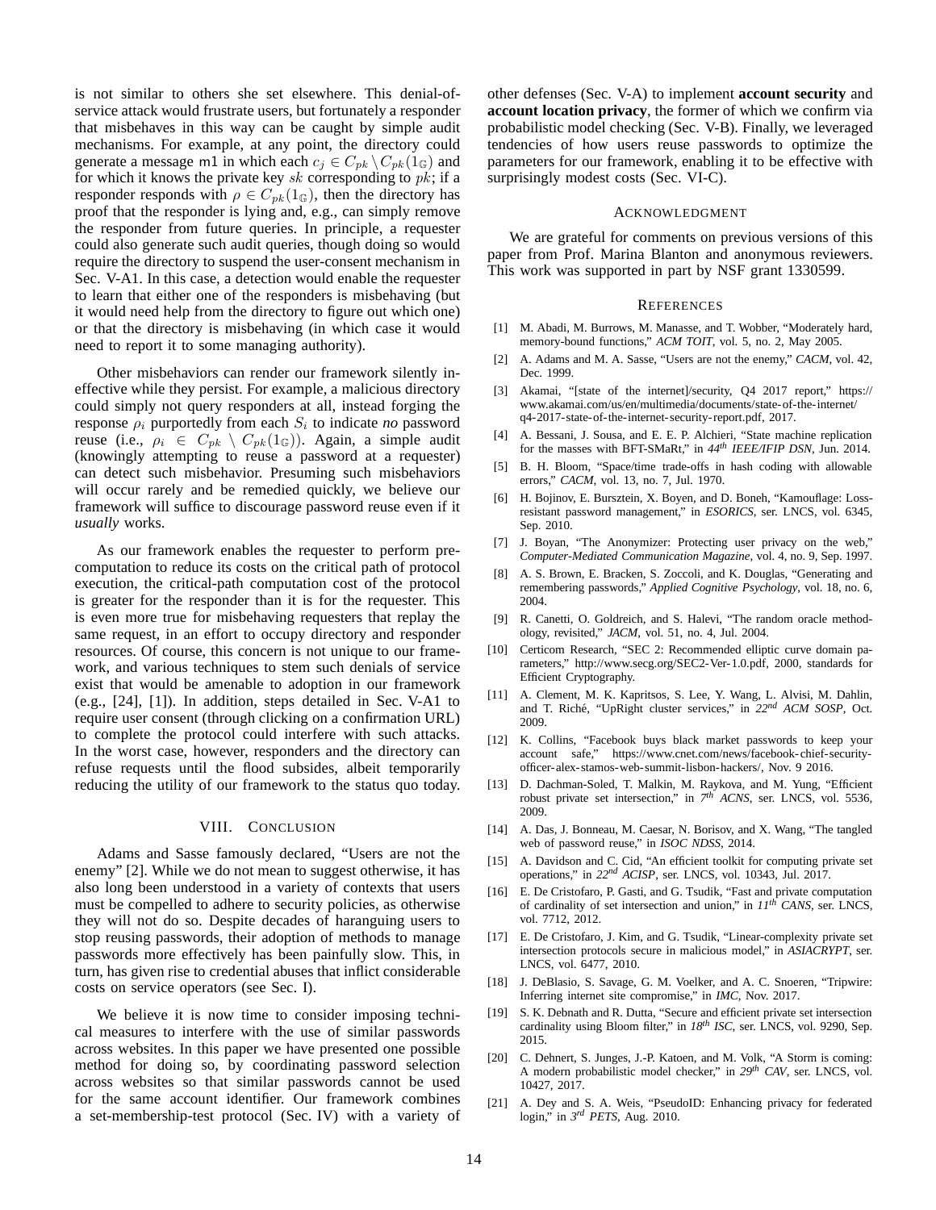is not similar to others she set elsewhere. This denial-of-service attack would frustrate users, but fortunately a responder that misbehaves in this way can be caught by simple audit mechanisms. For example, at any point, the directory could generate a message m1 in which each $c_j \in C_{pk} \setminus C_{pk}(1_{\mathbb{G}})$ and for which it knows the private key $sk$ corresponding to $pk$; if a responder responds with $\rho \in C_{pk}(1_{\mathbb{G}})$, then the directory has proof that the responder is lying and, e.g., can simply remove the responder from future queries. In principle, a requester could also generate such audit queries, though doing so would require the directory to suspend the user-consent mechanism in Sec. V-A1. In this case, a detection would enable the requester to learn that either one of the responders is misbehaving (but it would need help from the directory to figure out which one) or that the directory is misbehaving (in which case it would need to report it to some managing authority).

Other misbehaviors can render our framework silently ineffective while they persist. For example, a malicious directory could simply not query responders at all, instead forging the response $\rho_i$ purportedly from each $S_i$ to indicate *no* password reuse (i.e., $\rho_i \in C_{pk} \setminus C_{pk}(1_{\mathbb{G}})$). Again, a simple audit (knowingly attempting to reuse a password at a requester) can detect such misbehavior. Presuming such misbehaviors will occur rarely and be remedied quickly, we believe our framework will suffice to discourage password reuse even if it *usually* works.

As our framework enables the requester to perform precomputation to reduce its costs on the critical path of protocol execution, the critical-path computation cost of the protocol is greater for the responder than it is for the requester. This is even more true for misbehaving requesters that replay the same request, in an effort to occupy directory and responder resources. Of course, this concern is not unique to our framework, and various techniques to stem such denials of service exist that would be amenable to adoption in our framework (e.g., [24], [1]). In addition, steps detailed in Sec. V-A1 to require user consent (through clicking on a confirmation URL) to complete the protocol could interfere with such attacks. In the worst case, however, responders and the directory can refuse requests until the flood subsides, albeit temporarily reducing the utility of our framework to the status quo today.

## VIII. Conclusion

Adams and Sasse famously declared, “Users are not the enemy” [2]. While we do not mean to suggest otherwise, it has also long been understood in a variety of contexts that users must be compelled to adhere to security policies, as otherwise they will not do so. Despite decades of haranguing users to stop reusing passwords, their adoption of methods to manage passwords more effectively has been painfully slow. This, in turn, has given rise to credential abuses that inflict considerable costs on service operators (see Sec. I).

We believe it is now time to consider imposing technical measures to interfere with the use of similar passwords across websites. In this paper we have presented one possible method for doing so, by coordinating password selection across websites so that similar passwords cannot be used for the same account identifier. Our framework combines a set-membership-test protocol (Sec. IV) with a variety of other defenses (Sec. V-A) to implement **account security** and **account location privacy**, the former of which we confirm via probabilistic model checking (Sec. V-B). Finally, we leveraged tendencies of how users reuse passwords to optimize the parameters for our framework, enabling it to be effective with surprisingly modest costs (Sec. VI-C).

## Acknowledgment

We are grateful for comments on previous versions of this paper from Prof. Marina Blanton and anonymous reviewers. This work was supported in part by NSF grant 1330599.

## References

[1] M. Abadi, M. Burrows, M. Manasse, and T. Wobber, “Moderately hard, memory-bound functions,” *ACM TOIT*, vol. 5, no. 2, May 2005.

[2] A. Adams and M. A. Sasse, “Users are not the enemy,” *CACM*, vol. 42, Dec. 1999.

[3] Akamai, “[state of the internet]/security, Q4 2017 report,” https://www.akamai.com/us/en/multimedia/documents/state-of-the-internet/q4-2017-state-of-the-internet-security-report.pdf, 2017.

[4] A. Bessani, J. Sousa, and E. E. P. Alchieri, “State machine replication for the masses with BFT-SMaRt,” in *44th IEEE/IFIP DSN*, Jun. 2014.

[5] B. H. Bloom, “Space/time trade-offs in hash coding with allowable errors,” *CACM*, vol. 13, no. 7, Jul. 1970.

[6] H. Bojinov, E. Bursztein, X. Boyen, and D. Boneh, “Kamouflage: Loss-resistant password management,” in *ESORICS*, ser. LNCS, vol. 6345, Sep. 2010.

[7] J. Boyan, “The Anonymizer: Protecting user privacy on the web,” *Computer-Mediated Communication Magazine*, vol. 4, no. 9, Sep. 1997.

[8] A. S. Brown, E. Bracken, S. Zoccoli, and K. Douglas, “Generating and remembering passwords,” *Applied Cognitive Psychology*, vol. 18, no. 6, 2004.

[9] R. Canetti, O. Goldreich, and S. Halevi, “The random oracle methodology, revisited,” *JACM*, vol. 51, no. 4, Jul. 2004.

[10] Certicom Research, “SEC 2: Recommended elliptic curve domain parameters,” http://www.secg.org/SEC2-Ver-1.0.pdf, 2000, standards for Efficient Cryptography.

[11] A. Clement, M. K. Kapritsos, S. Lee, Y. Wang, L. Alvisi, M. Dahlin, and T. Riché, “UpRight cluster services,” in *22nd ACM SOSP*, Oct. 2009.

[12] K. Collins, “Facebook buys black market passwords to keep your account safe,” https://www.cnet.com/news/facebook-chief-security-officer-alex-stamos-web-summit-lisbon-hackers/, Nov. 9 2016.

[13] D. Dachman-Soled, T. Malkin, M. Raykova, and M. Yung, “Efficient robust private set intersection,” in *7th ACNS*, ser. LNCS, vol. 5536, 2009.

[14] A. Das, J. Bonneau, M. Caesar, N. Borisov, and X. Wang, “The tangled web of password reuse,” in *ISOC NDSS*, 2014.

[15] A. Davidson and C. Cid, “An efficient toolkit for computing private set operations,” in *22nd ACISP*, ser. LNCS, vol. 10343, Jul. 2017.

[16] E. De Cristofaro, P. Gasti, and G. Tsudik, “Fast and private computation of cardinality of set intersection and union,” in *11th CANS*, ser. LNCS, vol. 7712, 2012.

[17] E. De Cristofaro, J. Kim, and G. Tsudik, “Linear-complexity private set intersection protocols secure in malicious model,” in *ASIACRYPT*, ser. LNCS, vol. 6477, 2010.

[18] J. DeBlasio, S. Savage, G. M. Voelker, and A. C. Snoeren, “Tripwire: Inferring internet site compromise,” in *IMC*, Nov. 2017.

[19] S. K. Debnath and R. Dutta, “Secure and efficient private set intersection cardinality using Bloom filter,” in *18th ISC*, ser. LNCS, vol. 9290, Sep. 2015.

[20] C. Dehnert, S. Junges, J.-P. Katoen, and M. Volk, “A Storm is coming: A modern probabilistic model checker,” in *29th CAV*, ser. LNCS, vol. 10427, 2017.

[21] A. Dey and S. A. Weis, “PseudoID: Enhancing privacy for federated login,” in *3rd PETS*, Aug. 2010.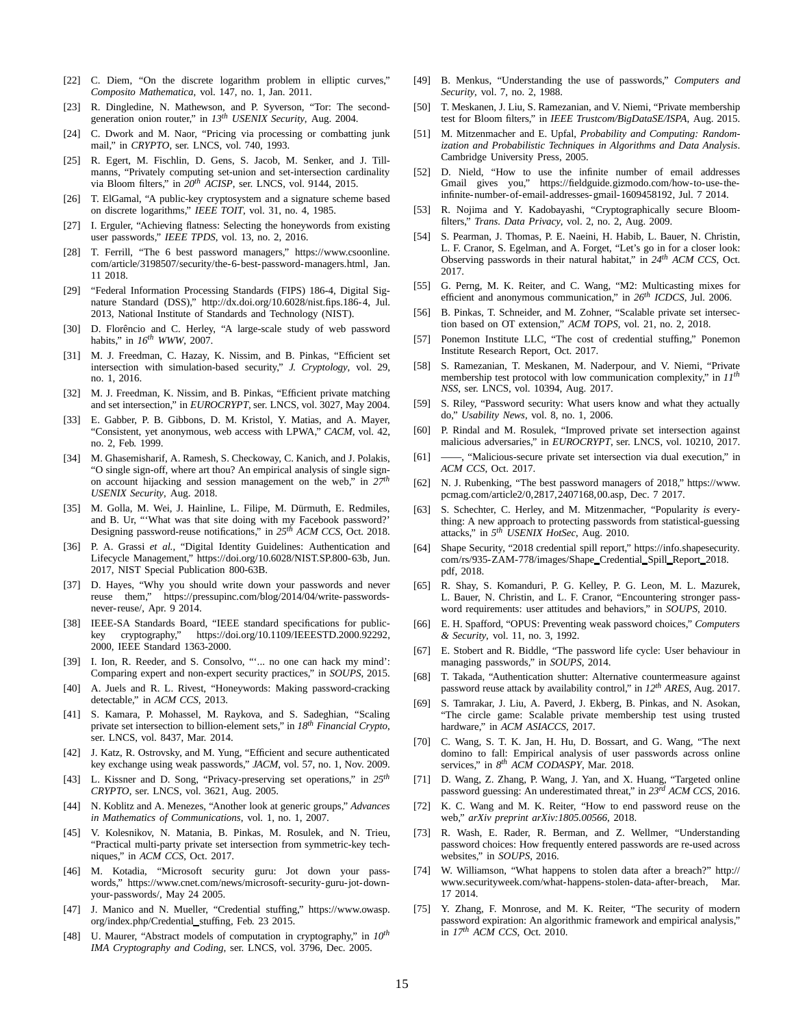[22] C. Diem, "On the discrete logarithm problem in elliptic curves," *Composito Mathematica*, vol. 147, no. 1, Jan. 2011.

[23] R. Dingledine, N. Mathewson, and P. Syverson, "Tor: The second-generation onion router," in *13th USENIX Security*, Aug. 2004.

[24] C. Dwork and M. Naor, "Pricing via processing or combatting junk mail," in *CRYPTO*, ser. LNCS, vol. 740, 1993.

[25] R. Egert, M. Fischlin, D. Gens, S. Jacob, M. Senker, and J. Tillmanns, "Privately computing set-union and set-intersection cardinality via Bloom filters," in *20th ACISP*, ser. LNCS, vol. 9144, 2015.

[26] T. ElGamal, "A public-key cryptosystem and a signature scheme based on discrete logarithms," *IEEE TOIT*, vol. 31, no. 4, 1985.

[27] I. Erguler, "Achieving flatness: Selecting the honeywords from existing user passwords," *IEEE TPDS*, vol. 13, no. 2, 2016.

[28] T. Ferrill, "The 6 best password managers," https://www.csoonline.com/article/3198507/security/the-6-best-password-managers.html, Jan. 11 2018.

[29] "Federal Information Processing Standards (FIPS) 186-4, Digital Signature Standard (DSS)," http://dx.doi.org/10.6028/nist.fips.186-4, Jul. 2013, National Institute of Standards and Technology (NIST).

[30] D. Florêncio and C. Herley, "A large-scale study of web password habits," in *16th WWW*, 2007.

[31] M. J. Freedman, C. Hazay, K. Nissim, and B. Pinkas, "Efficient set intersection with simulation-based security," *J. Cryptology*, vol. 29, no. 1, 2016.

[32] M. J. Freedman, K. Nissim, and B. Pinkas, "Efficient private matching and set intersection," in *EUROCRYPT*, ser. LNCS, vol. 3027, May 2004.

[33] E. Gabber, P. B. Gibbons, D. M. Kristol, Y. Matias, and A. Mayer, "Consistent, yet anonymous, web access with LPWA," *CACM*, vol. 42, no. 2, Feb. 1999.

[34] M. Ghasemisharif, A. Ramesh, S. Checkoway, C. Kanich, and J. Polakis, "O single sign-off, where art thou? An empirical analysis of single sign-on account hijacking and session management on the web," in *27th USENIX Security*, Aug. 2018.

[35] M. Golla, M. Wei, J. Hainline, L. Filipe, M. Dürmuth, E. Redmiles, and B. Ur, "'What was that site doing with my Facebook password?' Designing password-reuse notifications," in *25th ACM CCS*, Oct. 2018.

[36] P. A. Grassi *et al.*, "Digital Identity Guidelines: Authentication and Lifecycle Management," https://doi.org/10.6028/NIST.SP.800-63b, Jun. 2017, NIST Special Publication 800-63B.

[37] D. Hayes, "Why you should write down your passwords and never reuse them," https://pressupinc.com/blog/2014/04/write-passwords-never-reuse/, Apr. 9 2014.

[38] IEEE-SA Standards Board, "IEEE standard specifications for public-key cryptography," https://doi.org/10.1109/IEEESTD.2000.92292, 2000, IEEE Standard 1363-2000.

[39] I. Ion, R. Reeder, and S. Consolvo, "'... no one can hack my mind': Comparing expert and non-expert security practices," in *SOUPS*, 2015.

[40] A. Juels and R. L. Rivest, "Honeywords: Making password-cracking detectable," in *ACM CCS*, 2013.

[41] S. Kamara, P. Mohassel, M. Raykova, and S. Sadeghian, "Scaling private set intersection to billion-element sets," in *18th Financial Crypto*, ser. LNCS, vol. 8437, Mar. 2014.

[42] J. Katz, R. Ostrovsky, and M. Yung, "Efficient and secure authenticated key exchange using weak passwords," *JACM*, vol. 57, no. 1, Nov. 2009.

[43] L. Kissner and D. Song, "Privacy-preserving set operations," in *25th CRYPTO*, ser. LNCS, vol. 3621, Aug. 2005.

[44] N. Koblitz and A. Menezes, "Another look at generic groups," *Advances in Mathematics of Communications*, vol. 1, no. 1, 2007.

[45] V. Kolesnikov, N. Matania, B. Pinkas, M. Rosulek, and N. Trieu, "Practical multi-party private set intersection from symmetric-key techniques," in *ACM CCS*, Oct. 2017.

[46] M. Kotadia, "Microsoft security guru: Jot down your passwords," https://www.cnet.com/news/microsoft-security-guru-jot-down-your-passwords/, May 24 2005.

[47] J. Manico and N. Mueller, "Credential stuffing," https://www.owasp.org/index.php/Credential_stuffing, Feb. 23 2015.

[48] U. Maurer, "Abstract models of computation in cryptography," in *10th IMA Cryptography and Coding*, ser. LNCS, vol. 3796, Dec. 2005.

[49] B. Menkus, "Understanding the use of passwords," *Computers and Security*, vol. 7, no. 2, 1988.

[50] T. Meskanen, J. Liu, S. Ramezanian, and V. Niemi, "Private membership test for Bloom filters," in *IEEE Trustcom/BigDataSE/ISPA*, Aug. 2015.

[51] M. Mitzenmacher and E. Upfal, *Probability and Computing: Randomization and Probabilistic Techniques in Algorithms and Data Analysis*. Cambridge University Press, 2005.

[52] D. Nield, "How to use the infinite number of email addresses Gmail gives you," https://fieldguide.gizmodo.com/how-to-use-the-infinite-number-of-email-addresses-gmail-1609458192, Jul. 7 2014.

[53] R. Nojima and Y. Kadobayashi, "Cryptographically secure Bloom-filters," *Trans. Data Privacy*, vol. 2, no. 2, Aug. 2009.

[54] S. Pearman, J. Thomas, P. E. Naeini, H. Habib, L. Bauer, N. Christin, L. F. Cranor, S. Egelman, and A. Forget, "Let's go in for a closer look: Observing passwords in their natural habitat," in *24th ACM CCS*, Oct. 2017.

[55] G. Perng, M. K. Reiter, and C. Wang, "M2: Multicasting mixes for efficient and anonymous communication," in *26th ICDCS*, Jul. 2006.

[56] B. Pinkas, T. Schneider, and M. Zohner, "Scalable private set intersection based on OT extension," *ACM TOPS*, vol. 21, no. 2, 2018.

[57] Ponemon Institute LLC, "The cost of credential stuffing," Ponemon Institute Research Report, Oct. 2017.

[58] S. Ramezanian, T. Meskanen, M. Naderpour, and V. Niemi, "Private membership test protocol with low communication complexity," in *11th NSS*, ser. LNCS, vol. 10394, Aug. 2017.

[59] S. Riley, "Password security: What users know and what they actually do," *Usability News*, vol. 8, no. 1, 2006.

[60] P. Rindal and M. Rosulek, "Improved private set intersection against malicious adversaries," in *EUROCRYPT*, ser. LNCS, vol. 10210, 2017.

[61] ——, "Malicious-secure private set intersection via dual execution," in *ACM CCS*, Oct. 2017.

[62] N. J. Rubenking, "The best password managers of 2018," https://www.pcmag.com/article2/0,2817,2407168,00.asp, Dec. 7 2017.

[63] S. Schechter, C. Herley, and M. Mitzenmacher, "Popularity *is* everything: A new approach to protecting passwords from statistical-guessing attacks," in *5th USENIX HotSec*, Aug. 2010.

[64] Shape Security, "2018 credential spill report," https://info.shapesecurity.com/rs/935-ZAM-778/images/Shape_Credential_Spill_Report_2018.pdf, 2018.

[65] R. Shay, S. Komanduri, P. G. Kelley, P. G. Leon, M. L. Mazurek, L. Bauer, N. Christin, and L. F. Cranor, "Encountering stronger password requirements: user attitudes and behaviors," in *SOUPS*, 2010.

[66] E. H. Spafford, "OPUS: Preventing weak password choices," *Computers & Security*, vol. 11, no. 3, 1992.

[67] E. Stobert and R. Biddle, "The password life cycle: User behaviour in managing passwords," in *SOUPS*, 2014.

[68] T. Takada, "Authentication shutter: Alternative countermeasure against password reuse attack by availability control," in *12th ARES*, Aug. 2017.

[69] S. Tamrakar, J. Liu, A. Paverd, J. Ekberg, B. Pinkas, and N. Asokan, "The circle game: Scalable private membership test using trusted hardware," in *ACM ASIACCS*, 2017.

[70] C. Wang, S. T. K. Jan, H. Hu, D. Bossart, and G. Wang, "The next domino to fall: Empirical analysis of user passwords across online services," in *8th ACM CODASPY*, Mar. 2018.

[71] D. Wang, Z. Zhang, P. Wang, J. Yan, and X. Huang, "Targeted online password guessing: An underestimated threat," in *23rd ACM CCS*, 2016.

[72] K. C. Wang and M. K. Reiter, "How to end password reuse on the web," *arXiv preprint arXiv:1805.00566*, 2018.

[73] R. Wash, E. Rader, R. Berman, and Z. Wellmer, "Understanding password choices: How frequently entered passwords are re-used across websites," in *SOUPS*, 2016.

[74] W. Williamson, "What happens to stolen data after a breach?" http://www.securityweek.com/what-happens-stolen-data-after-breach, Mar. 17 2014.

[75] Y. Zhang, F. Monrose, and M. K. Reiter, "The security of modern password expiration: An algorithmic framework and empirical analysis," in *17th ACM CCS*, Oct. 2010.